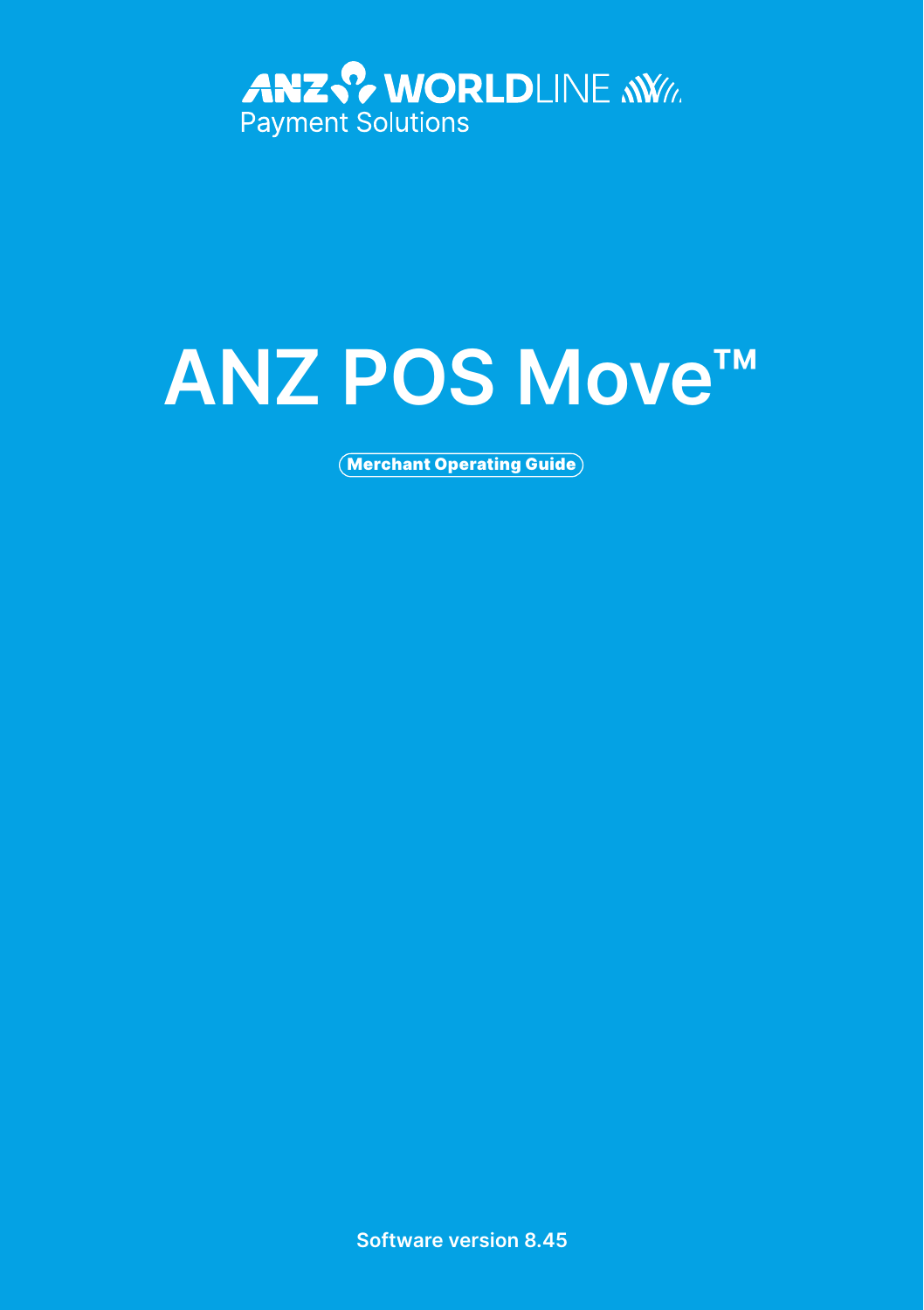ANZ WORLDLINE

Payment Solutions

# ANZ POS Move™

**Merchant Operating Guide**

**Software version 8.45**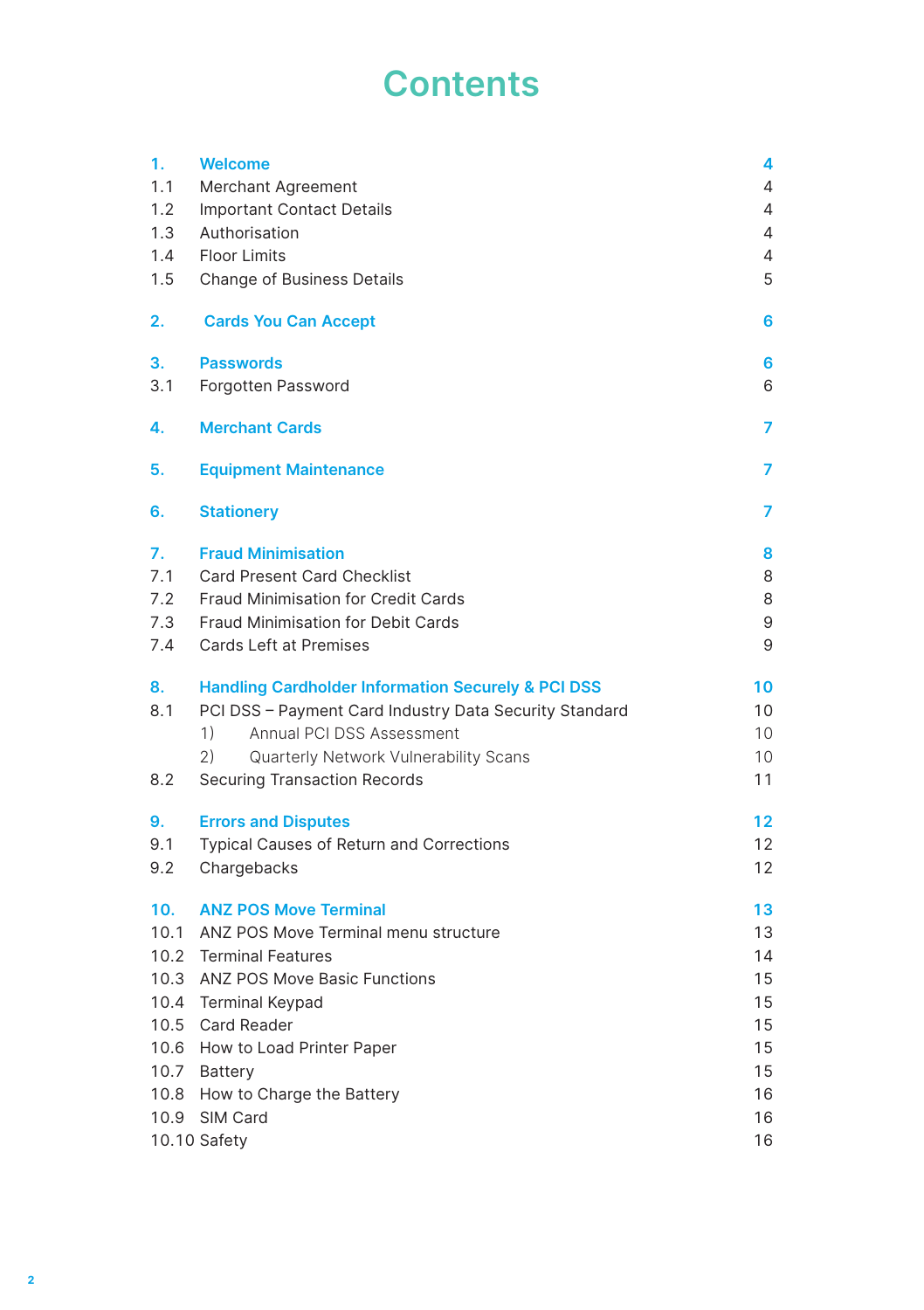# Contents

| | | |
|---|---|---|
| **1.** | **Welcome** | **4** |
| 1.1 | Merchant Agreement | 4 |
| 1.2 | Important Contact Details | 4 |
| 1.3 | Authorisation | 4 |
| 1.4 | Floor Limits | 4 |
| 1.5 | Change of Business Details | 5 |
| **2.** | **Cards You Can Accept** | **6** |
| **3.** | **Passwords** | **6** |
| 3.1 | Forgotten Password | 6 |
| **4.** | **Merchant Cards** | **7** |
| **5.** | **Equipment Maintenance** | **7** |
| **6.** | **Stationery** | **7** |
| **7.** | **Fraud Minimisation** | **8** |
| 7.1 | Card Present Card Checklist | 8 |
| 7.2 | Fraud Minimisation for Credit Cards | 8 |
| 7.3 | Fraud Minimisation for Debit Cards | 9 |
| 7.4 | Cards Left at Premises | 9 |
| **8.** | **Handling Cardholder Information Securely & PCI DSS** | **10** |
| 8.1 | PCI DSS – Payment Card Industry Data Security Standard | 10 |
| | 1) Annual PCI DSS Assessment | 10 |
| | 2) Quarterly Network Vulnerability Scans | 10 |
| 8.2 | Securing Transaction Records | 11 |
| **9.** | **Errors and Disputes** | **12** |
| 9.1 | Typical Causes of Return and Corrections | 12 |
| 9.2 | Chargebacks | 12 |
| **10.** | **ANZ POS Move Terminal** | **13** |
| 10.1 | ANZ POS Move Terminal menu structure | 13 |
| 10.2 | Terminal Features | 14 |
| 10.3 | ANZ POS Move Basic Functions | 15 |
| 10.4 | Terminal Keypad | 15 |
| 10.5 | Card Reader | 15 |
| 10.6 | How to Load Printer Paper | 15 |
| 10.7 | Battery | 15 |
| 10.8 | How to Charge the Battery | 16 |
| 10.9 | SIM Card | 16 |
| 10.10 | Safety | 16 |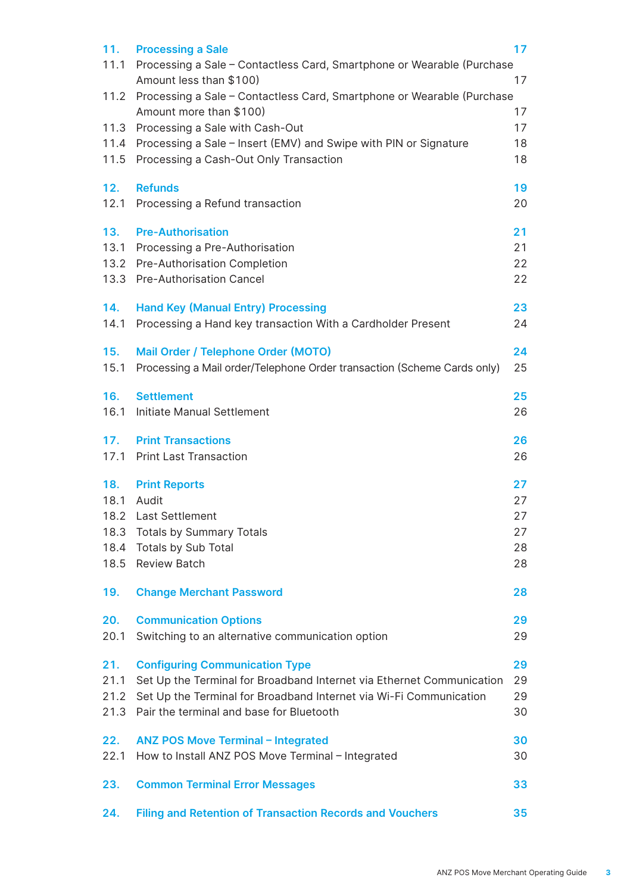| | | |
|---|---|---|
| **11.** | **Processing a Sale** | **17** |
| 11.1 | Processing a Sale – Contactless Card, Smartphone or Wearable (Purchase Amount less than $100) | 17 |
| 11.2 | Processing a Sale – Contactless Card, Smartphone or Wearable (Purchase Amount more than $100) | 17 |
| 11.3 | Processing a Sale with Cash-Out | 17 |
| 11.4 | Processing a Sale – Insert (EMV) and Swipe with PIN or Signature | 18 |
| 11.5 | Processing a Cash-Out Only Transaction | 18 |
| **12.** | **Refunds** | **19** |
| 12.1 | Processing a Refund transaction | 20 |
| **13.** | **Pre-Authorisation** | **21** |
| 13.1 | Processing a Pre-Authorisation | 21 |
| 13.2 | Pre-Authorisation Completion | 22 |
| 13.3 | Pre-Authorisation Cancel | 22 |
| **14.** | **Hand Key (Manual Entry) Processing** | **23** |
| 14.1 | Processing a Hand key transaction With a Cardholder Present | 24 |
| **15.** | **Mail Order / Telephone Order (MOTO)** | **24** |
| 15.1 | Processing a Mail order/Telephone Order transaction (Scheme Cards only) | 25 |
| **16.** | **Settlement** | **25** |
| 16.1 | Initiate Manual Settlement | 26 |
| **17.** | **Print Transactions** | **26** |
| 17.1 | Print Last Transaction | 26 |
| **18.** | **Print Reports** | **27** |
| 18.1 | Audit | 27 |
| 18.2 | Last Settlement | 27 |
| 18.3 | Totals by Summary Totals | 27 |
| 18.4 | Totals by Sub Total | 28 |
| 18.5 | Review Batch | 28 |
| **19.** | **Change Merchant Password** | **28** |
| **20.** | **Communication Options** | **29** |
| 20.1 | Switching to an alternative communication option | 29 |
| **21.** | **Configuring Communication Type** | **29** |
| 21.1 | Set Up the Terminal for Broadband Internet via Ethernet Communication | 29 |
| 21.2 | Set Up the Terminal for Broadband Internet via Wi-Fi Communication | 29 |
| 21.3 | Pair the terminal and base for Bluetooth | 30 |
| **22.** | **ANZ POS Move Terminal – Integrated** | **30** |
| 22.1 | How to Install ANZ POS Move Terminal – Integrated | 30 |
| **23.** | **Common Terminal Error Messages** | **33** |
| **24.** | **Filing and Retention of Transaction Records and Vouchers** | **35** |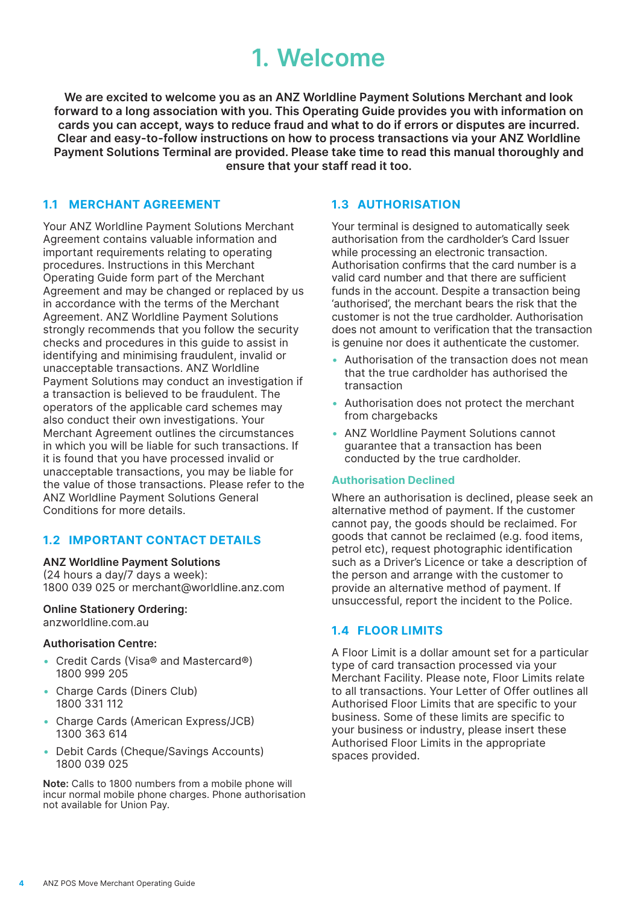# 1. Welcome

**We are excited to welcome you as an ANZ Worldline Payment Solutions Merchant and look forward to a long association with you. This Operating Guide provides you with information on cards you can accept, ways to reduce fraud and what to do if errors or disputes are incurred. Clear and easy-to-follow instructions on how to process transactions via your ANZ Worldline Payment Solutions Terminal are provided. Please take time to read this manual thoroughly and ensure that your staff read it too.**

## 1.1 MERCHANT AGREEMENT

Your ANZ Worldline Payment Solutions Merchant Agreement contains valuable information and important requirements relating to operating procedures. Instructions in this Merchant Operating Guide form part of the Merchant Agreement and may be changed or replaced by us in accordance with the terms of the Merchant Agreement. ANZ Worldline Payment Solutions strongly recommends that you follow the security checks and procedures in this guide to assist in identifying and minimising fraudulent, invalid or unacceptable transactions. ANZ Worldline Payment Solutions may conduct an investigation if a transaction is believed to be fraudulent. The operators of the applicable card schemes may also conduct their own investigations. Your Merchant Agreement outlines the circumstances in which you will be liable for such transactions. If it is found that you have processed invalid or unacceptable transactions, you may be liable for the value of those transactions. Please refer to the ANZ Worldline Payment Solutions General Conditions for more details.

## 1.2 IMPORTANT CONTACT DETAILS

**ANZ Worldline Payment Solutions**
(24 hours a day/7 days a week):
1800 039 025 or merchant@worldline.anz.com

**Online Stationery Ordering:**
anzworldline.com.au

**Authorisation Centre:**

- Credit Cards (Visa® and Mastercard®)
  1800 999 205
- Charge Cards (Diners Club)
  1800 331 112
- Charge Cards (American Express/JCB)
  1300 363 614
- Debit Cards (Cheque/Savings Accounts)
  1800 039 025

**Note:** Calls to 1800 numbers from a mobile phone will incur normal mobile phone charges. Phone authorisation not available for Union Pay.

## 1.3 AUTHORISATION

Your terminal is designed to automatically seek authorisation from the cardholder's Card Issuer while processing an electronic transaction. Authorisation confirms that the card number is a valid card number and that there are sufficient funds in the account. Despite a transaction being 'authorised', the merchant bears the risk that the customer is not the true cardholder. Authorisation does not amount to verification that the transaction is genuine nor does it authenticate the customer.

- Authorisation of the transaction does not mean that the true cardholder has authorised the transaction
- Authorisation does not protect the merchant from chargebacks
- ANZ Worldline Payment Solutions cannot guarantee that a transaction has been conducted by the true cardholder.

### Authorisation Declined

Where an authorisation is declined, please seek an alternative method of payment. If the customer cannot pay, the goods should be reclaimed. For goods that cannot be reclaimed (e.g. food items, petrol etc), request photographic identification such as a Driver's Licence or take a description of the person and arrange with the customer to provide an alternative method of payment. If unsuccessful, report the incident to the Police.

## 1.4 FLOOR LIMITS

A Floor Limit is a dollar amount set for a particular type of card transaction processed via your Merchant Facility. Please note, Floor Limits relate to all transactions. Your Letter of Offer outlines all Authorised Floor Limits that are specific to your business. Some of these limits are specific to your business or industry, please insert these Authorised Floor Limits in the appropriate spaces provided.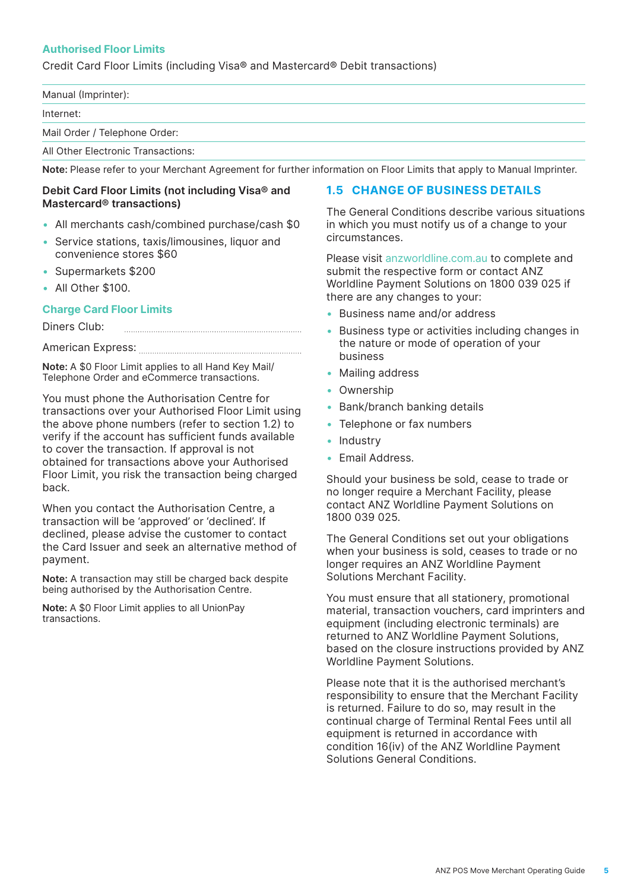### Authorised Floor Limits

Credit Card Floor Limits (including Visa® and Mastercard® Debit transactions)

| | |
|---|---|
| Manual (Imprinter): | |
| Internet: | |
| Mail Order / Telephone Order: | |
| All Other Electronic Transactions: | |

**Note:** Please refer to your Merchant Agreement for further information on Floor Limits that apply to Manual Imprinter.

**Debit Card Floor Limits (not including Visa® and Mastercard® transactions)**

- All merchants cash/combined purchase/cash $0
- Service stations, taxis/limousines, liquor and convenience stores $60
- Supermarkets $200
- All Other $100.

### Charge Card Floor Limits

Diners Club: ..........................................

American Express: ..........................................

**Note:** A $0 Floor Limit applies to all Hand Key Mail/ Telephone Order and eCommerce transactions.

You must phone the Authorisation Centre for transactions over your Authorised Floor Limit using the above phone numbers (refer to section 1.2) to verify if the account has sufficient funds available to cover the transaction. If approval is not obtained for transactions above your Authorised Floor Limit, you risk the transaction being charged back.

When you contact the Authorisation Centre, a transaction will be 'approved' or 'declined'. If declined, please advise the customer to contact the Card Issuer and seek an alternative method of payment.

**Note:** A transaction may still be charged back despite being authorised by the Authorisation Centre.

**Note:** A $0 Floor Limit applies to all UnionPay transactions.

## 1.5 CHANGE OF BUSINESS DETAILS

The General Conditions describe various situations in which you must notify us of a change to your circumstances.

Please visit anzworldline.com.au to complete and submit the respective form or contact ANZ Worldline Payment Solutions on 1800 039 025 if there are any changes to your:

- Business name and/or address
- Business type or activities including changes in the nature or mode of operation of your business
- Mailing address
- Ownership
- Bank/branch banking details
- Telephone or fax numbers
- Industry
- Email Address.

Should your business be sold, cease to trade or no longer require a Merchant Facility, please contact ANZ Worldline Payment Solutions on 1800 039 025.

The General Conditions set out your obligations when your business is sold, ceases to trade or no longer requires an ANZ Worldline Payment Solutions Merchant Facility.

You must ensure that all stationery, promotional material, transaction vouchers, card imprinters and equipment (including electronic terminals) are returned to ANZ Worldline Payment Solutions, based on the closure instructions provided by ANZ Worldline Payment Solutions.

Please note that it is the authorised merchant's responsibility to ensure that the Merchant Facility is returned. Failure to do so, may result in the continual charge of Terminal Rental Fees until all equipment is returned in accordance with condition 16(iv) of the ANZ Worldline Payment Solutions General Conditions.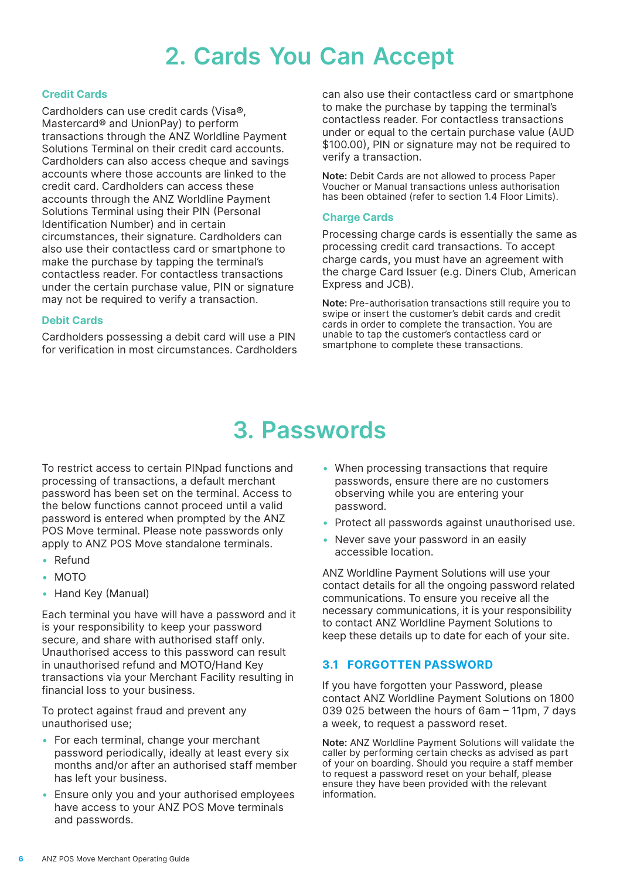# 2. Cards You Can Accept

### Credit Cards

Cardholders can use credit cards (Visa®, Mastercard® and UnionPay) to perform transactions through the ANZ Worldline Payment Solutions Terminal on their credit card accounts. Cardholders can also access cheque and savings accounts where those accounts are linked to the credit card. Cardholders can access these accounts through the ANZ Worldline Payment Solutions Terminal using their PIN (Personal Identification Number) and in certain circumstances, their signature. Cardholders can also use their contactless card or smartphone to make the purchase by tapping the terminal's contactless reader. For contactless transactions under the certain purchase value, PIN or signature may not be required to verify a transaction.

### Debit Cards

Cardholders possessing a debit card will use a PIN for verification in most circumstances. Cardholders can also use their contactless card or smartphone to make the purchase by tapping the terminal's contactless reader. For contactless transactions under or equal to the certain purchase value (AUD $100.00), PIN or signature may not be required to verify a transaction.

**Note:** Debit Cards are not allowed to process Paper Voucher or Manual transactions unless authorisation has been obtained (refer to section 1.4 Floor Limits).

### Charge Cards

Processing charge cards is essentially the same as processing credit card transactions. To accept charge cards, you must have an agreement with the charge Card Issuer (e.g. Diners Club, American Express and JCB).

**Note:** Pre-authorisation transactions still require you to swipe or insert the customer's debit cards and credit cards in order to complete the transaction. You are unable to tap the customer's contactless card or smartphone to complete these transactions.

# 3. Passwords

To restrict access to certain PINpad functions and processing of transactions, a default merchant password has been set on the terminal. Access to the below functions cannot proceed until a valid password is entered when prompted by the ANZ POS Move terminal. Please note passwords only apply to ANZ POS Move standalone terminals.

- Refund
- MOTO
- Hand Key (Manual)

Each terminal you have will have a password and it is your responsibility to keep your password secure, and share with authorised staff only. Unauthorised access to this password can result in unauthorised refund and MOTO/Hand Key transactions via your Merchant Facility resulting in financial loss to your business.

To protect against fraud and prevent any unauthorised use;

- For each terminal, change your merchant password periodically, ideally at least every six months and/or after an authorised staff member has left your business.
- Ensure only you and your authorised employees have access to your ANZ POS Move terminals and passwords.
- When processing transactions that require passwords, ensure there are no customers observing while you are entering your password.
- Protect all passwords against unauthorised use.
- Never save your password in an easily accessible location.

ANZ Worldline Payment Solutions will use your contact details for all the ongoing password related communications. To ensure you receive all the necessary communications, it is your responsibility to contact ANZ Worldline Payment Solutions to keep these details up to date for each of your site.

## 3.1 FORGOTTEN PASSWORD

If you have forgotten your Password, please contact ANZ Worldline Payment Solutions on 1800 039 025 between the hours of 6am – 11pm, 7 days a week, to request a password reset.

**Note:** ANZ Worldline Payment Solutions will validate the caller by performing certain checks as advised as part of your on boarding. Should you require a staff member to request a password reset on your behalf, please ensure they have been provided with the relevant information.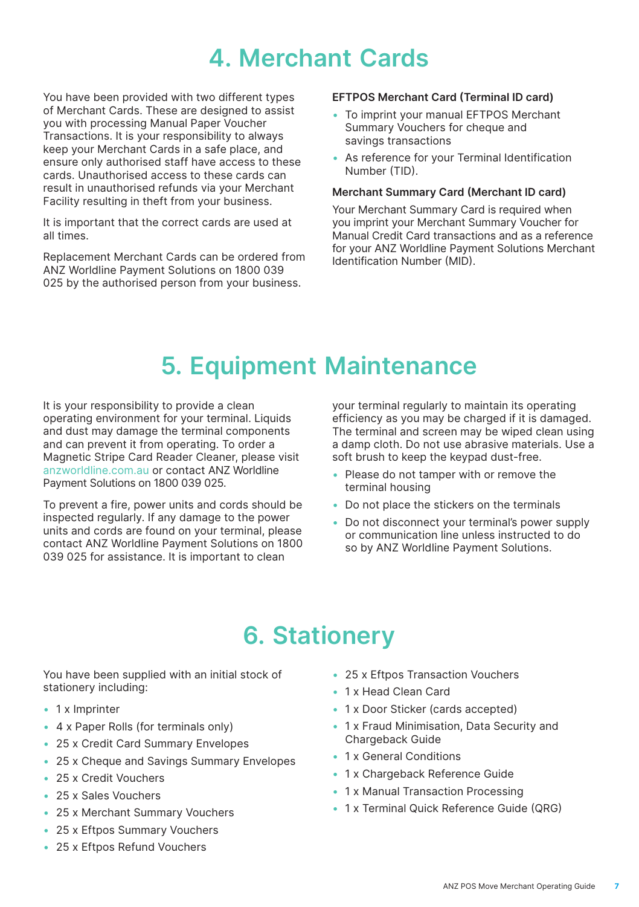# 4. Merchant Cards

You have been provided with two different types of Merchant Cards. These are designed to assist you with processing Manual Paper Voucher Transactions. It is your responsibility to always keep your Merchant Cards in a safe place, and ensure only authorised staff have access to these cards. Unauthorised access to these cards can result in unauthorised refunds via your Merchant Facility resulting in theft from your business.

It is important that the correct cards are used at all times.

Replacement Merchant Cards can be ordered from ANZ Worldline Payment Solutions on 1800 039 025 by the authorised person from your business.

**EFTPOS Merchant Card (Terminal ID card)**

- To imprint your manual EFTPOS Merchant Summary Vouchers for cheque and savings transactions
- As reference for your Terminal Identification Number (TID).

**Merchant Summary Card (Merchant ID card)**

Your Merchant Summary Card is required when you imprint your Merchant Summary Voucher for Manual Credit Card transactions and as a reference for your ANZ Worldline Payment Solutions Merchant Identification Number (MID).

# 5. Equipment Maintenance

It is your responsibility to provide a clean operating environment for your terminal. Liquids and dust may damage the terminal components and can prevent it from operating. To order a Magnetic Stripe Card Reader Cleaner, please visit anzworldline.com.au or contact ANZ Worldline Payment Solutions on 1800 039 025.

To prevent a fire, power units and cords should be inspected regularly. If any damage to the power units and cords are found on your terminal, please contact ANZ Worldline Payment Solutions on 1800 039 025 for assistance. It is important to clean your terminal regularly to maintain its operating efficiency as you may be charged if it is damaged. The terminal and screen may be wiped clean using a damp cloth. Do not use abrasive materials. Use a soft brush to keep the keypad dust-free.

- Please do not tamper with or remove the terminal housing
- Do not place the stickers on the terminals
- Do not disconnect your terminal's power supply or communication line unless instructed to do so by ANZ Worldline Payment Solutions.

# 6. Stationery

You have been supplied with an initial stock of stationery including:

- 1 x Imprinter
- 4 x Paper Rolls (for terminals only)
- 25 x Credit Card Summary Envelopes
- 25 x Cheque and Savings Summary Envelopes
- 25 x Credit Vouchers
- 25 x Sales Vouchers
- 25 x Merchant Summary Vouchers
- 25 x Eftpos Summary Vouchers
- 25 x Eftpos Refund Vouchers
- 25 x Eftpos Transaction Vouchers
- 1 x Head Clean Card
- 1 x Door Sticker (cards accepted)
- 1 x Fraud Minimisation, Data Security and Chargeback Guide
- 1 x General Conditions
- 1 x Chargeback Reference Guide
- 1 x Manual Transaction Processing
- 1 x Terminal Quick Reference Guide (QRG)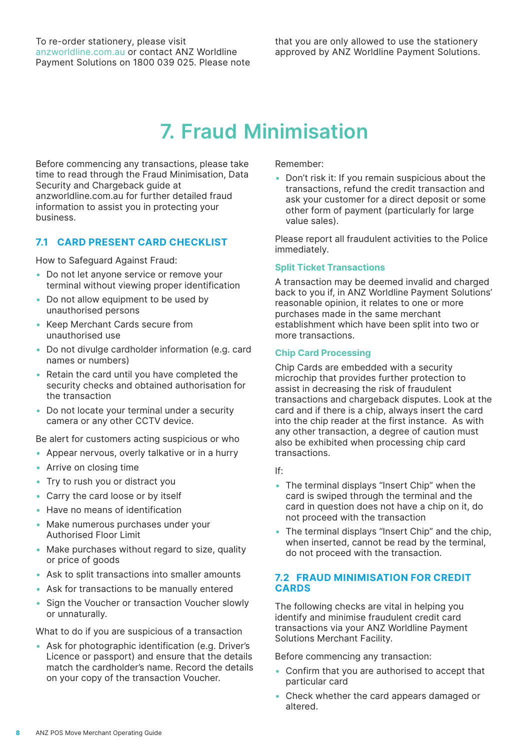To re-order stationery, please visit anzworldline.com.au or contact ANZ Worldline Payment Solutions on 1800 039 025. Please note that you are only allowed to use the stationery approved by ANZ Worldline Payment Solutions.

# 7. Fraud Minimisation

Before commencing any transactions, please take time to read through the Fraud Minimisation, Data Security and Chargeback guide at anzworldline.com.au for further detailed fraud information to assist you in protecting your business.

## 7.1 CARD PRESENT CARD CHECKLIST

How to Safeguard Against Fraud:

- Do not let anyone service or remove your terminal without viewing proper identification
- Do not allow equipment to be used by unauthorised persons
- Keep Merchant Cards secure from unauthorised use
- Do not divulge cardholder information (e.g. card names or numbers)
- Retain the card until you have completed the security checks and obtained authorisation for the transaction
- Do not locate your terminal under a security camera or any other CCTV device.

Be alert for customers acting suspicious or who

- Appear nervous, overly talkative or in a hurry
- Arrive on closing time
- Try to rush you or distract you
- Carry the card loose or by itself
- Have no means of identification
- Make numerous purchases under your Authorised Floor Limit
- Make purchases without regard to size, quality or price of goods
- Ask to split transactions into smaller amounts
- Ask for transactions to be manually entered
- Sign the Voucher or transaction Voucher slowly or unnaturally.

What to do if you are suspicious of a transaction

- Ask for photographic identification (e.g. Driver's Licence or passport) and ensure that the details match the cardholder's name. Record the details on your copy of the transaction Voucher.

Remember:

- Don't risk it: If you remain suspicious about the transactions, refund the credit transaction and ask your customer for a direct deposit or some other form of payment (particularly for large value sales).

Please report all fraudulent activities to the Police immediately.

### Split Ticket Transactions

A transaction may be deemed invalid and charged back to you if, in ANZ Worldline Payment Solutions' reasonable opinion, it relates to one or more purchases made in the same merchant establishment which have been split into two or more transactions.

### Chip Card Processing

Chip Cards are embedded with a security microchip that provides further protection to assist in decreasing the risk of fraudulent transactions and chargeback disputes. Look at the card and if there is a chip, always insert the card into the chip reader at the first instance. As with any other transaction, a degree of caution must also be exhibited when processing chip card transactions.

If:

- The terminal displays "Insert Chip" when the card is swiped through the terminal and the card in question does not have a chip on it, do not proceed with the transaction
- The terminal displays "Insert Chip" and the chip, when inserted, cannot be read by the terminal, do not proceed with the transaction.

## 7.2 FRAUD MINIMISATION FOR CREDIT CARDS

The following checks are vital in helping you identify and minimise fraudulent credit card transactions via your ANZ Worldline Payment Solutions Merchant Facility.

Before commencing any transaction:

- Confirm that you are authorised to accept that particular card
- Check whether the card appears damaged or altered.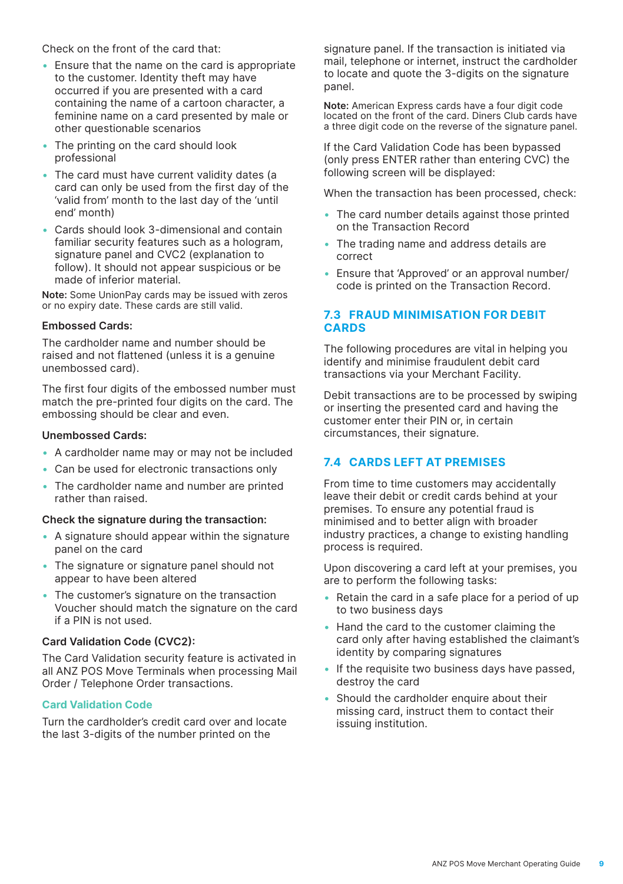Check on the front of the card that:

- Ensure that the name on the card is appropriate to the customer. Identity theft may have occurred if you are presented with a card containing the name of a cartoon character, a feminine name on a card presented by male or other questionable scenarios
- The printing on the card should look professional
- The card must have current validity dates (a card can only be used from the first day of the 'valid from' month to the last day of the 'until end' month)
- Cards should look 3-dimensional and contain familiar security features such as a hologram, signature panel and CVC2 (explanation to follow). It should not appear suspicious or be made of inferior material.

**Note:** Some UnionPay cards may be issued with zeros or no expiry date. These cards are still valid.

**Embossed Cards:**

The cardholder name and number should be raised and not flattened (unless it is a genuine unembossed card).

The first four digits of the embossed number must match the pre-printed four digits on the card. The embossing should be clear and even.

**Unembossed Cards:**

- A cardholder name may or may not be included
- Can be used for electronic transactions only
- The cardholder name and number are printed rather than raised.

**Check the signature during the transaction:**

- A signature should appear within the signature panel on the card
- The signature or signature panel should not appear to have been altered
- The customer's signature on the transaction Voucher should match the signature on the card if a PIN is not used.

**Card Validation Code (CVC2):**

The Card Validation security feature is activated in all ANZ POS Move Terminals when processing Mail Order / Telephone Order transactions.

**Card Validation Code**

Turn the cardholder's credit card over and locate the last 3-digits of the number printed on the signature panel. If the transaction is initiated via mail, telephone or internet, instruct the cardholder to locate and quote the 3-digits on the signature panel.

**Note:** American Express cards have a four digit code located on the front of the card. Diners Club cards have a three digit code on the reverse of the signature panel.

If the Card Validation Code has been bypassed (only press ENTER rather than entering CVC) the following screen will be displayed:

When the transaction has been processed, check:

- The card number details against those printed on the Transaction Record
- The trading name and address details are correct
- Ensure that 'Approved' or an approval number/ code is printed on the Transaction Record.

## 7.3 FRAUD MINIMISATION FOR DEBIT CARDS

The following procedures are vital in helping you identify and minimise fraudulent debit card transactions via your Merchant Facility.

Debit transactions are to be processed by swiping or inserting the presented card and having the customer enter their PIN or, in certain circumstances, their signature.

## 7.4 CARDS LEFT AT PREMISES

From time to time customers may accidentally leave their debit or credit cards behind at your premises. To ensure any potential fraud is minimised and to better align with broader industry practices, a change to existing handling process is required.

Upon discovering a card left at your premises, you are to perform the following tasks:

- Retain the card in a safe place for a period of up to two business days
- Hand the card to the customer claiming the card only after having established the claimant's identity by comparing signatures
- If the requisite two business days have passed, destroy the card
- Should the cardholder enquire about their missing card, instruct them to contact their issuing institution.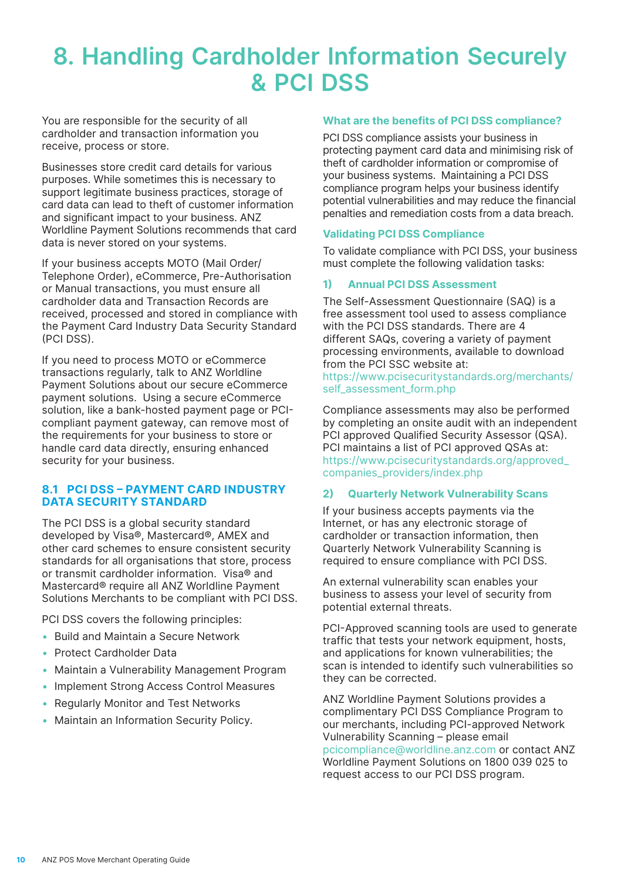# 8. Handling Cardholder Information Securely & PCI DSS

You are responsible for the security of all cardholder and transaction information you receive, process or store.

Businesses store credit card details for various purposes. While sometimes this is necessary to support legitimate business practices, storage of card data can lead to theft of customer information and significant impact to your business. ANZ Worldline Payment Solutions recommends that card data is never stored on your systems.

If your business accepts MOTO (Mail Order/ Telephone Order), eCommerce, Pre-Authorisation or Manual transactions, you must ensure all cardholder data and Transaction Records are received, processed and stored in compliance with the Payment Card Industry Data Security Standard (PCI DSS).

If you need to process MOTO or eCommerce transactions regularly, talk to ANZ Worldline Payment Solutions about our secure eCommerce payment solutions. Using a secure eCommerce solution, like a bank-hosted payment page or PCI-compliant payment gateway, can remove most of the requirements for your business to store or handle card data directly, ensuring enhanced security for your business.

## 8.1 PCI DSS – PAYMENT CARD INDUSTRY DATA SECURITY STANDARD

The PCI DSS is a global security standard developed by Visa®, Mastercard®, AMEX and other card schemes to ensure consistent security standards for all organisations that store, process or transmit cardholder information. Visa® and Mastercard® require all ANZ Worldline Payment Solutions Merchants to be compliant with PCI DSS.

PCI DSS covers the following principles:

- Build and Maintain a Secure Network
- Protect Cardholder Data
- Maintain a Vulnerability Management Program
- Implement Strong Access Control Measures
- Regularly Monitor and Test Networks
- Maintain an Information Security Policy.

### What are the benefits of PCI DSS compliance?

PCI DSS compliance assists your business in protecting payment card data and minimising risk of theft of cardholder information or compromise of your business systems. Maintaining a PCI DSS compliance program helps your business identify potential vulnerabilities and may reduce the financial penalties and remediation costs from a data breach.

### Validating PCI DSS Compliance

To validate compliance with PCI DSS, your business must complete the following validation tasks:

#### 1) Annual PCI DSS Assessment

The Self-Assessment Questionnaire (SAQ) is a free assessment tool used to assess compliance with the PCI DSS standards. There are 4 different SAQs, covering a variety of payment processing environments, available to download from the PCI SSC website at: https://www.pcisecuritystandards.org/merchants/self_assessment_form.php

Compliance assessments may also be performed by completing an onsite audit with an independent PCI approved Qualified Security Assessor (QSA). PCI maintains a list of PCI approved QSAs at: https://www.pcisecuritystandards.org/approved_companies_providers/index.php

#### 2) Quarterly Network Vulnerability Scans

If your business accepts payments via the Internet, or has any electronic storage of cardholder or transaction information, then Quarterly Network Vulnerability Scanning is required to ensure compliance with PCI DSS.

An external vulnerability scan enables your business to assess your level of security from potential external threats.

PCI-Approved scanning tools are used to generate traffic that tests your network equipment, hosts, and applications for known vulnerabilities; the scan is intended to identify such vulnerabilities so they can be corrected.

ANZ Worldline Payment Solutions provides a complimentary PCI DSS Compliance Program to our merchants, including PCI-approved Network Vulnerability Scanning – please email pcicompliance@worldline.anz.com or contact ANZ Worldline Payment Solutions on 1800 039 025 to request access to our PCI DSS program.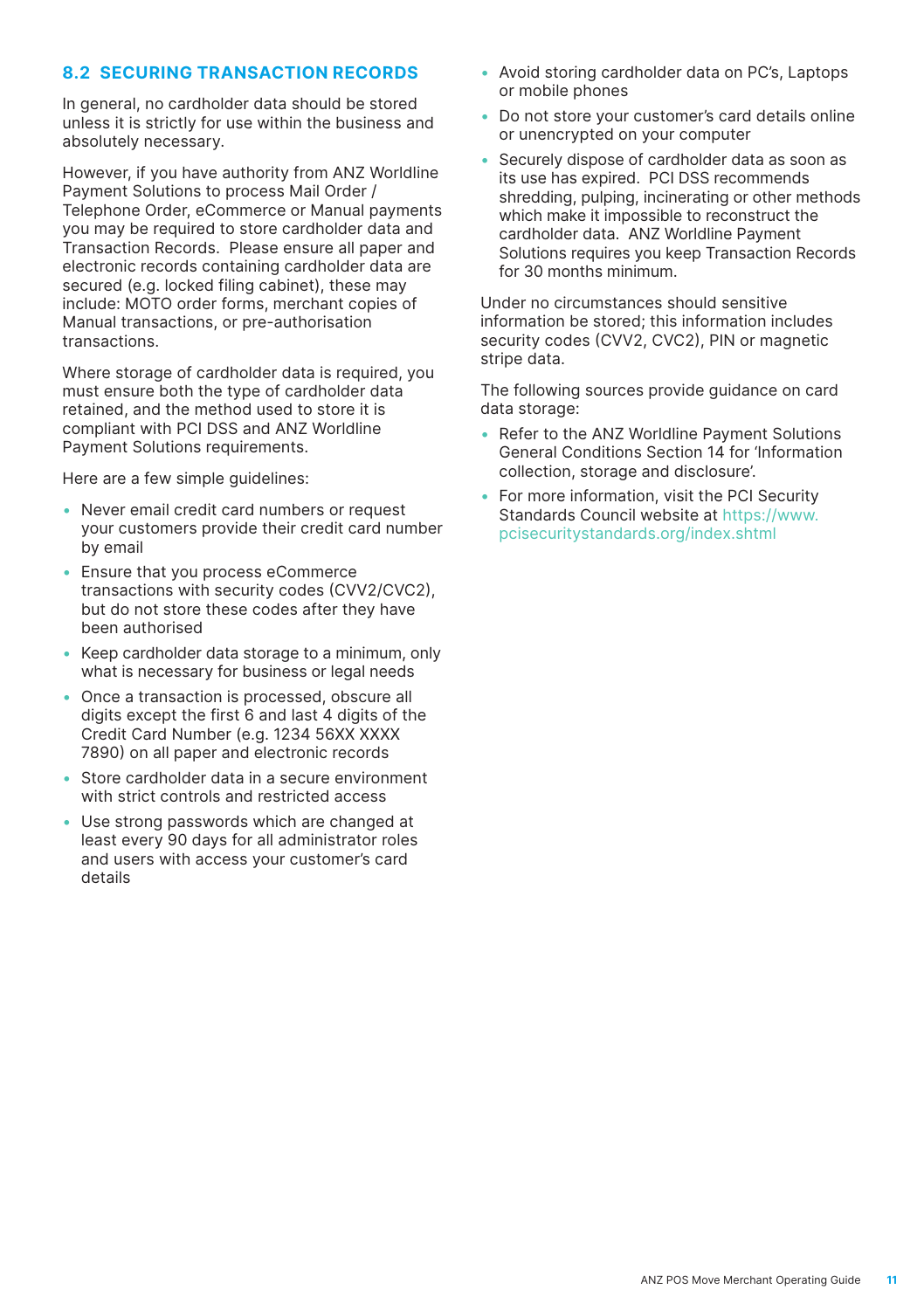## 8.2 SECURING TRANSACTION RECORDS

In general, no cardholder data should be stored unless it is strictly for use within the business and absolutely necessary.

However, if you have authority from ANZ Worldline Payment Solutions to process Mail Order / Telephone Order, eCommerce or Manual payments you may be required to store cardholder data and Transaction Records. Please ensure all paper and electronic records containing cardholder data are secured (e.g. locked filing cabinet), these may include: MOTO order forms, merchant copies of Manual transactions, or pre-authorisation transactions.

Where storage of cardholder data is required, you must ensure both the type of cardholder data retained, and the method used to store it is compliant with PCI DSS and ANZ Worldline Payment Solutions requirements.

Here are a few simple guidelines:

- Never email credit card numbers or request your customers provide their credit card number by email
- Ensure that you process eCommerce transactions with security codes (CVV2/CVC2), but do not store these codes after they have been authorised
- Keep cardholder data storage to a minimum, only what is necessary for business or legal needs
- Once a transaction is processed, obscure all digits except the first 6 and last 4 digits of the Credit Card Number (e.g. 1234 56XX XXXX 7890) on all paper and electronic records
- Store cardholder data in a secure environment with strict controls and restricted access
- Use strong passwords which are changed at least every 90 days for all administrator roles and users with access your customer's card details
- Avoid storing cardholder data on PC's, Laptops or mobile phones
- Do not store your customer's card details online or unencrypted on your computer
- Securely dispose of cardholder data as soon as its use has expired. PCI DSS recommends shredding, pulping, incinerating or other methods which make it impossible to reconstruct the cardholder data. ANZ Worldline Payment Solutions requires you keep Transaction Records for 30 months minimum.

Under no circumstances should sensitive information be stored; this information includes security codes (CVV2, CVC2), PIN or magnetic stripe data.

The following sources provide guidance on card data storage:

- Refer to the ANZ Worldline Payment Solutions General Conditions Section 14 for 'Information collection, storage and disclosure'.
- For more information, visit the PCI Security Standards Council website at https://www.pcisecuritystandards.org/index.shtml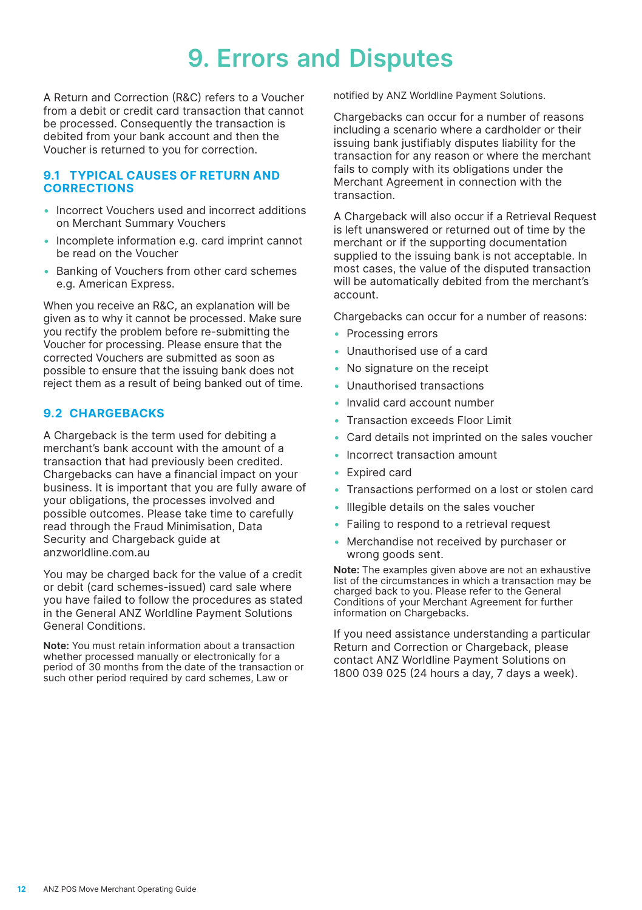# 9. Errors and Disputes

A Return and Correction (R&C) refers to a Voucher from a debit or credit card transaction that cannot be processed. Consequently the transaction is debited from your bank account and then the Voucher is returned to you for correction.

## 9.1 TYPICAL CAUSES OF RETURN AND CORRECTIONS

- Incorrect Vouchers used and incorrect additions on Merchant Summary Vouchers
- Incomplete information e.g. card imprint cannot be read on the Voucher
- Banking of Vouchers from other card schemes e.g. American Express.

When you receive an R&C, an explanation will be given as to why it cannot be processed. Make sure you rectify the problem before re-submitting the Voucher for processing. Please ensure that the corrected Vouchers are submitted as soon as possible to ensure that the issuing bank does not reject them as a result of being banked out of time.

## 9.2 CHARGEBACKS

A Chargeback is the term used for debiting a merchant's bank account with the amount of a transaction that had previously been credited. Chargebacks can have a financial impact on your business. It is important that you are fully aware of your obligations, the processes involved and possible outcomes. Please take time to carefully read through the Fraud Minimisation, Data Security and Chargeback guide at anzworldline.com.au

You may be charged back for the value of a credit or debit (card schemes-issued) card sale where you have failed to follow the procedures as stated in the General ANZ Worldline Payment Solutions General Conditions.

**Note:** You must retain information about a transaction whether processed manually or electronically for a period of 30 months from the date of the transaction or such other period required by card schemes, Law or notified by ANZ Worldline Payment Solutions.

Chargebacks can occur for a number of reasons including a scenario where a cardholder or their issuing bank justifiably disputes liability for the transaction for any reason or where the merchant fails to comply with its obligations under the Merchant Agreement in connection with the transaction.

A Chargeback will also occur if a Retrieval Request is left unanswered or returned out of time by the merchant or if the supporting documentation supplied to the issuing bank is not acceptable. In most cases, the value of the disputed transaction will be automatically debited from the merchant's account.

Chargebacks can occur for a number of reasons:

- Processing errors
- Unauthorised use of a card
- No signature on the receipt
- Unauthorised transactions
- Invalid card account number
- Transaction exceeds Floor Limit
- Card details not imprinted on the sales voucher
- Incorrect transaction amount
- Expired card
- Transactions performed on a lost or stolen card
- Illegible details on the sales voucher
- Failing to respond to a retrieval request
- Merchandise not received by purchaser or wrong goods sent.

**Note:** The examples given above are not an exhaustive list of the circumstances in which a transaction may be charged back to you. Please refer to the General Conditions of your Merchant Agreement for further information on Chargebacks.

If you need assistance understanding a particular Return and Correction or Chargeback, please contact ANZ Worldline Payment Solutions on 1800 039 025 (24 hours a day, 7 days a week).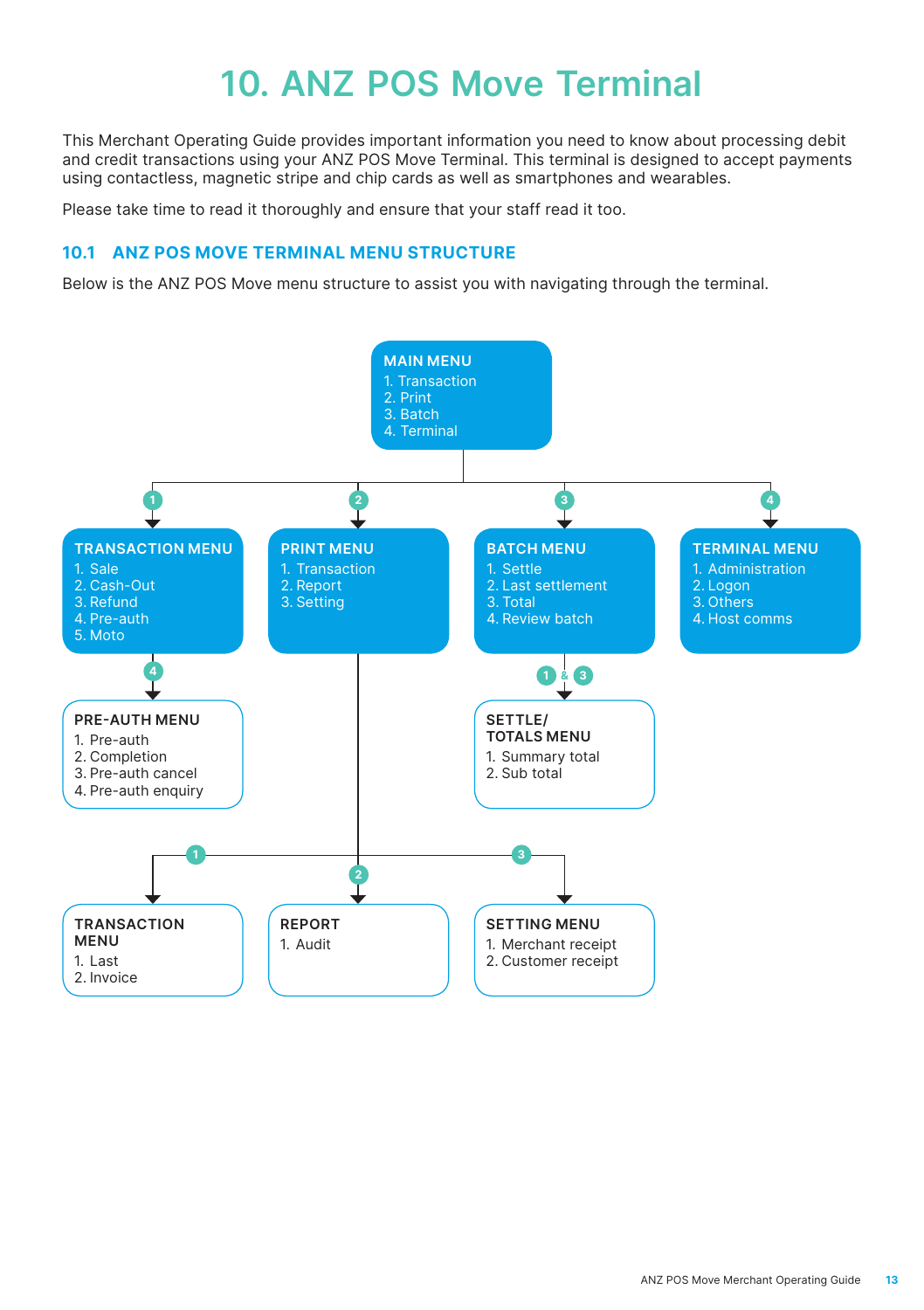# 10. ANZ POS Move Terminal

This Merchant Operating Guide provides important information you need to know about processing debit and credit transactions using your ANZ POS Move Terminal. This terminal is designed to accept payments using contactless, magnetic stripe and chip cards as well as smartphones and wearables.

Please take time to read it thoroughly and ensure that your staff read it too.

## 10.1 ANZ POS MOVE TERMINAL MENU STRUCTURE

Below is the ANZ POS Move menu structure to assist you with navigating through the terminal.

**MAIN MENU**
1. Transaction
2. Print
3. Batch
4. Terminal

**TRANSACTION MENU** (Main Menu → 1)
1. Sale
2. Cash-Out
3. Refund
4. Pre-auth
5. Moto

**PRE-AUTH MENU** (Transaction Menu → 4)
1. Pre-auth
2. Completion
3. Pre-auth cancel
4. Pre-auth enquiry

**PRINT MENU** (Main Menu → 2)
1. Transaction
2. Report
3. Setting

**TRANSACTION MENU** (Print Menu → 1)
1. Last
2. Invoice

**REPORT** (Print Menu → 2)
1. Audit

**SETTING MENU** (Print Menu → 3)
1. Merchant receipt
2. Customer receipt

**BATCH MENU** (Main Menu → 3)
1. Settle
2. Last settlement
3. Total
4. Review batch

**SETTLE/TOTALS MENU** (Batch Menu → 1 & 3)
1. Summary total
2. Sub total

**TERMINAL MENU** (Main Menu → 4)
1. Administration
2. Logon
3. Others
4. Host comms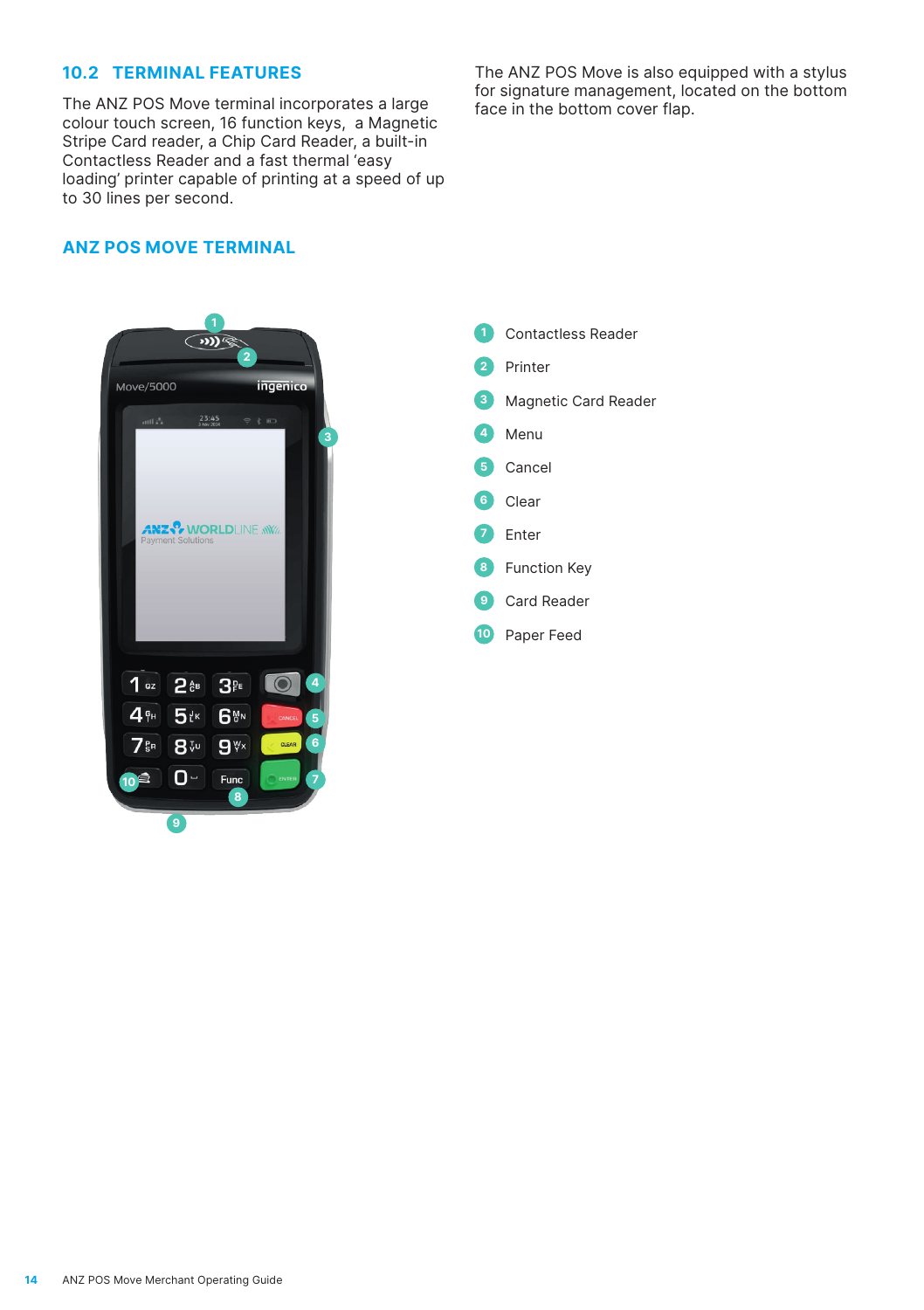## 10.2 TERMINAL FEATURES

The ANZ POS Move terminal incorporates a large colour touch screen, 16 function keys, a Magnetic Stripe Card reader, a Chip Card Reader, a built-in Contactless Reader and a fast thermal 'easy loading' printer capable of printing at a speed of up to 30 lines per second.

The ANZ POS Move is also equipped with a stylus for signature management, located on the bottom face in the bottom cover flap.

### ANZ POS MOVE TERMINAL

1. Contactless Reader
2. Printer
3. Magnetic Card Reader
4. Menu
5. Cancel
6. Clear
7. Enter
8. Function Key
9. Card Reader
10. Paper Feed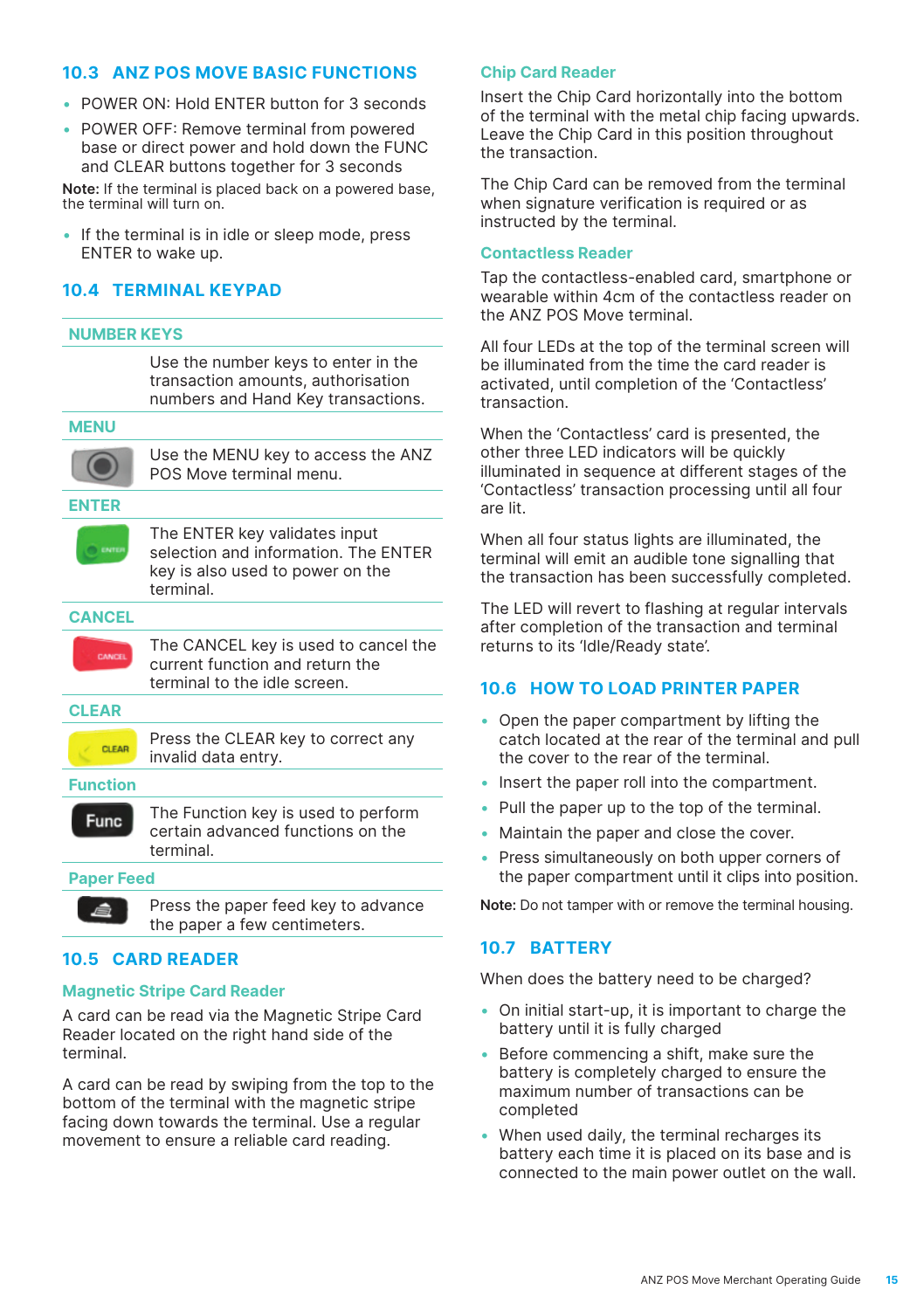## 10.3 ANZ POS MOVE BASIC FUNCTIONS

- POWER ON: Hold ENTER button for 3 seconds
- POWER OFF: Remove terminal from powered base or direct power and hold down the FUNC and CLEAR buttons together for 3 seconds

**Note:** If the terminal is placed back on a powered base, the terminal will turn on.

- If the terminal is in idle or sleep mode, press ENTER to wake up.

## 10.4 TERMINAL KEYPAD

| NUMBER KEYS | |
|---|---|
| | Use the number keys to enter in the transaction amounts, authorisation numbers and Hand Key transactions. |
| **MENU** | |
| | Use the MENU key to access the ANZ POS Move terminal menu. |
| **ENTER** | |
| | The ENTER key validates input selection and information. The ENTER key is also used to power on the terminal. |
| **CANCEL** | |
| | The CANCEL key is used to cancel the current function and return the terminal to the idle screen. |
| **CLEAR** | |
| | Press the CLEAR key to correct any invalid data entry. |
| **Function** | |
| Func | The Function key is used to perform certain advanced functions on the terminal. |
| **Paper Feed** | |
| | Press the paper feed key to advance the paper a few centimeters. |

## 10.5 CARD READER

### Magnetic Stripe Card Reader

A card can be read via the Magnetic Stripe Card Reader located on the right hand side of the terminal.

A card can be read by swiping from the top to the bottom of the terminal with the magnetic stripe facing down towards the terminal. Use a regular movement to ensure a reliable card reading.

### Chip Card Reader

Insert the Chip Card horizontally into the bottom of the terminal with the metal chip facing upwards. Leave the Chip Card in this position throughout the transaction.

The Chip Card can be removed from the terminal when signature verification is required or as instructed by the terminal.

### Contactless Reader

Tap the contactless-enabled card, smartphone or wearable within 4cm of the contactless reader on the ANZ POS Move terminal.

All four LEDs at the top of the terminal screen will be illuminated from the time the card reader is activated, until completion of the 'Contactless' transaction.

When the 'Contactless' card is presented, the other three LED indicators will be quickly illuminated in sequence at different stages of the 'Contactless' transaction processing until all four are lit.

When all four status lights are illuminated, the terminal will emit an audible tone signalling that the transaction has been successfully completed.

The LED will revert to flashing at regular intervals after completion of the transaction and terminal returns to its 'Idle/Ready state'.

## 10.6 HOW TO LOAD PRINTER PAPER

- Open the paper compartment by lifting the catch located at the rear of the terminal and pull the cover to the rear of the terminal.
- Insert the paper roll into the compartment.
- Pull the paper up to the top of the terminal.
- Maintain the paper and close the cover.
- Press simultaneously on both upper corners of the paper compartment until it clips into position.

**Note:** Do not tamper with or remove the terminal housing.

## 10.7 BATTERY

When does the battery need to be charged?

- On initial start-up, it is important to charge the battery until it is fully charged
- Before commencing a shift, make sure the battery is completely charged to ensure the maximum number of transactions can be completed
- When used daily, the terminal recharges its battery each time it is placed on its base and is connected to the main power outlet on the wall.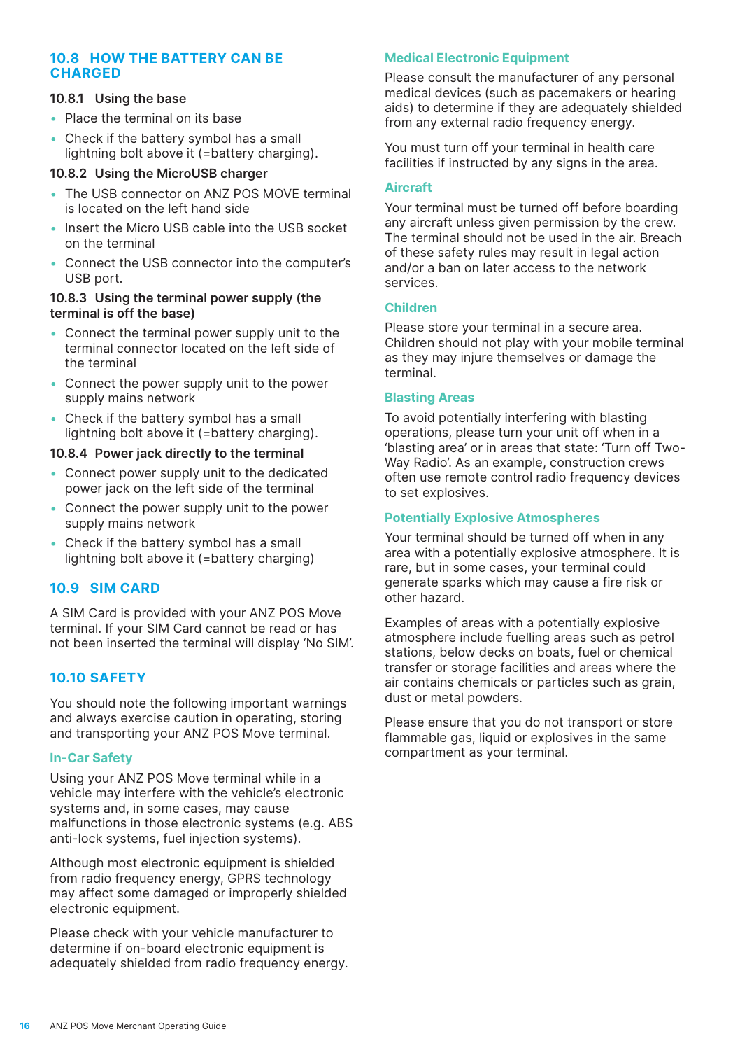## 10.8 HOW THE BATTERY CAN BE CHARGED

### 10.8.1 Using the base

- Place the terminal on its base
- Check if the battery symbol has a small lightning bolt above it (=battery charging).

### 10.8.2 Using the MicroUSB charger

- The USB connector on ANZ POS MOVE terminal is located on the left hand side
- Insert the Micro USB cable into the USB socket on the terminal
- Connect the USB connector into the computer's USB port.

### 10.8.3 Using the terminal power supply (the terminal is off the base)

- Connect the terminal power supply unit to the terminal connector located on the left side of the terminal
- Connect the power supply unit to the power supply mains network
- Check if the battery symbol has a small lightning bolt above it (=battery charging).

### 10.8.4 Power jack directly to the terminal

- Connect power supply unit to the dedicated power jack on the left side of the terminal
- Connect the power supply unit to the power supply mains network
- Check if the battery symbol has a small lightning bolt above it (=battery charging)

## 10.9 SIM CARD

A SIM Card is provided with your ANZ POS Move terminal. If your SIM Card cannot be read or has not been inserted the terminal will display 'No SIM'.

## 10.10 SAFETY

You should note the following important warnings and always exercise caution in operating, storing and transporting your ANZ POS Move terminal.

### In-Car Safety

Using your ANZ POS Move terminal while in a vehicle may interfere with the vehicle's electronic systems and, in some cases, may cause malfunctions in those electronic systems (e.g. ABS anti-lock systems, fuel injection systems).

Although most electronic equipment is shielded from radio frequency energy, GPRS technology may affect some damaged or improperly shielded electronic equipment.

Please check with your vehicle manufacturer to determine if on-board electronic equipment is adequately shielded from radio frequency energy.

### Medical Electronic Equipment

Please consult the manufacturer of any personal medical devices (such as pacemakers or hearing aids) to determine if they are adequately shielded from any external radio frequency energy.

You must turn off your terminal in health care facilities if instructed by any signs in the area.

### Aircraft

Your terminal must be turned off before boarding any aircraft unless given permission by the crew. The terminal should not be used in the air. Breach of these safety rules may result in legal action and/or a ban on later access to the network services.

### Children

Please store your terminal in a secure area. Children should not play with your mobile terminal as they may injure themselves or damage the terminal.

### Blasting Areas

To avoid potentially interfering with blasting operations, please turn your unit off when in a 'blasting area' or in areas that state: 'Turn off Two-Way Radio'. As an example, construction crews often use remote control radio frequency devices to set explosives.

### Potentially Explosive Atmospheres

Your terminal should be turned off when in any area with a potentially explosive atmosphere. It is rare, but in some cases, your terminal could generate sparks which may cause a fire risk or other hazard.

Examples of areas with a potentially explosive atmosphere include fuelling areas such as petrol stations, below decks on boats, fuel or chemical transfer or storage facilities and areas where the air contains chemicals or particles such as grain, dust or metal powders.

Please ensure that you do not transport or store flammable gas, liquid or explosives in the same compartment as your terminal.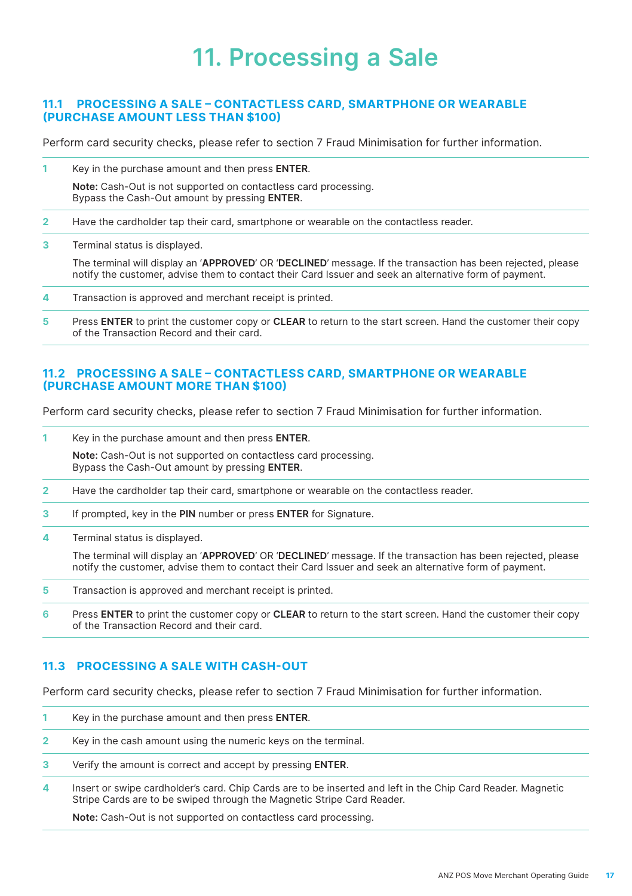# 11. Processing a Sale

## 11.1 PROCESSING A SALE – CONTACTLESS CARD, SMARTPHONE OR WEARABLE (PURCHASE AMOUNT LESS THAN $100)

Perform card security checks, please refer to section 7 Fraud Minimisation for further information.

1. Key in the purchase amount and then press **ENTER**.

   **Note:** Cash-Out is not supported on contactless card processing. Bypass the Cash-Out amount by pressing **ENTER**.

2. Have the cardholder tap their card, smartphone or wearable on the contactless reader.

3. Terminal status is displayed.

   The terminal will display an '**APPROVED**' OR '**DECLINED**' message. If the transaction has been rejected, please notify the customer, advise them to contact their Card Issuer and seek an alternative form of payment.

4. Transaction is approved and merchant receipt is printed.

5. Press **ENTER** to print the customer copy or **CLEAR** to return to the start screen. Hand the customer their copy of the Transaction Record and their card.

## 11.2 PROCESSING A SALE – CONTACTLESS CARD, SMARTPHONE OR WEARABLE (PURCHASE AMOUNT MORE THAN $100)

Perform card security checks, please refer to section 7 Fraud Minimisation for further information.

1. Key in the purchase amount and then press **ENTER**.

   **Note:** Cash-Out is not supported on contactless card processing. Bypass the Cash-Out amount by pressing **ENTER**.

2. Have the cardholder tap their card, smartphone or wearable on the contactless reader.

3. If prompted, key in the **PIN** number or press **ENTER** for Signature.

4. Terminal status is displayed.

   The terminal will display an '**APPROVED**' OR '**DECLINED**' message. If the transaction has been rejected, please notify the customer, advise them to contact their Card Issuer and seek an alternative form of payment.

5. Transaction is approved and merchant receipt is printed.

6. Press **ENTER** to print the customer copy or **CLEAR** to return to the start screen. Hand the customer their copy of the Transaction Record and their card.

## 11.3 PROCESSING A SALE WITH CASH-OUT

Perform card security checks, please refer to section 7 Fraud Minimisation for further information.

1. Key in the purchase amount and then press **ENTER**.

2. Key in the cash amount using the numeric keys on the terminal.

3. Verify the amount is correct and accept by pressing **ENTER**.

4. Insert or swipe cardholder's card. Chip Cards are to be inserted and left in the Chip Card Reader. Magnetic Stripe Cards are to be swiped through the Magnetic Stripe Card Reader.

   **Note:** Cash-Out is not supported on contactless card processing.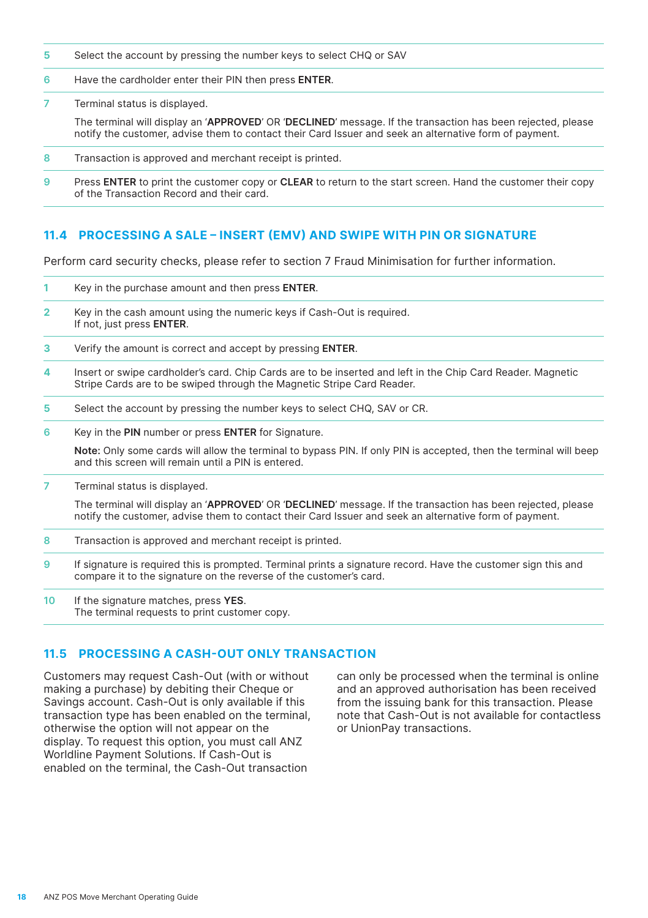5 Select the account by pressing the number keys to select CHQ or SAV

6 Have the cardholder enter their PIN then press **ENTER**.

7 Terminal status is displayed.

The terminal will display an '**APPROVED**' OR '**DECLINED**' message. If the transaction has been rejected, please notify the customer, advise them to contact their Card Issuer and seek an alternative form of payment.

8 Transaction is approved and merchant receipt is printed.

9 Press **ENTER** to print the customer copy or **CLEAR** to return to the start screen. Hand the customer their copy of the Transaction Record and their card.

## 11.4 PROCESSING A SALE – INSERT (EMV) AND SWIPE WITH PIN OR SIGNATURE

Perform card security checks, please refer to section 7 Fraud Minimisation for further information.

1 Key in the purchase amount and then press **ENTER**.

2 Key in the cash amount using the numeric keys if Cash-Out is required.
If not, just press **ENTER**.

3 Verify the amount is correct and accept by pressing **ENTER**.

4 Insert or swipe cardholder's card. Chip Cards are to be inserted and left in the Chip Card Reader. Magnetic Stripe Cards are to be swiped through the Magnetic Stripe Card Reader.

5 Select the account by pressing the number keys to select CHQ, SAV or CR.

6 Key in the **PIN** number or press **ENTER** for Signature.

**Note:** Only some cards will allow the terminal to bypass PIN. If only PIN is accepted, then the terminal will beep and this screen will remain until a PIN is entered.

7 Terminal status is displayed.

The terminal will display an '**APPROVED**' OR '**DECLINED**' message. If the transaction has been rejected, please notify the customer, advise them to contact their Card Issuer and seek an alternative form of payment.

8 Transaction is approved and merchant receipt is printed.

9 If signature is required this is prompted. Terminal prints a signature record. Have the customer sign this and compare it to the signature on the reverse of the customer's card.

10 If the signature matches, press **YES**.
The terminal requests to print customer copy.

## 11.5 PROCESSING A CASH-OUT ONLY TRANSACTION

Customers may request Cash-Out (with or without making a purchase) by debiting their Cheque or Savings account. Cash-Out is only available if this transaction type has been enabled on the terminal, otherwise the option will not appear on the display. To request this option, you must call ANZ Worldline Payment Solutions. If Cash-Out is enabled on the terminal, the Cash-Out transaction can only be processed when the terminal is online and an approved authorisation has been received from the issuing bank for this transaction. Please note that Cash-Out is not available for contactless or UnionPay transactions.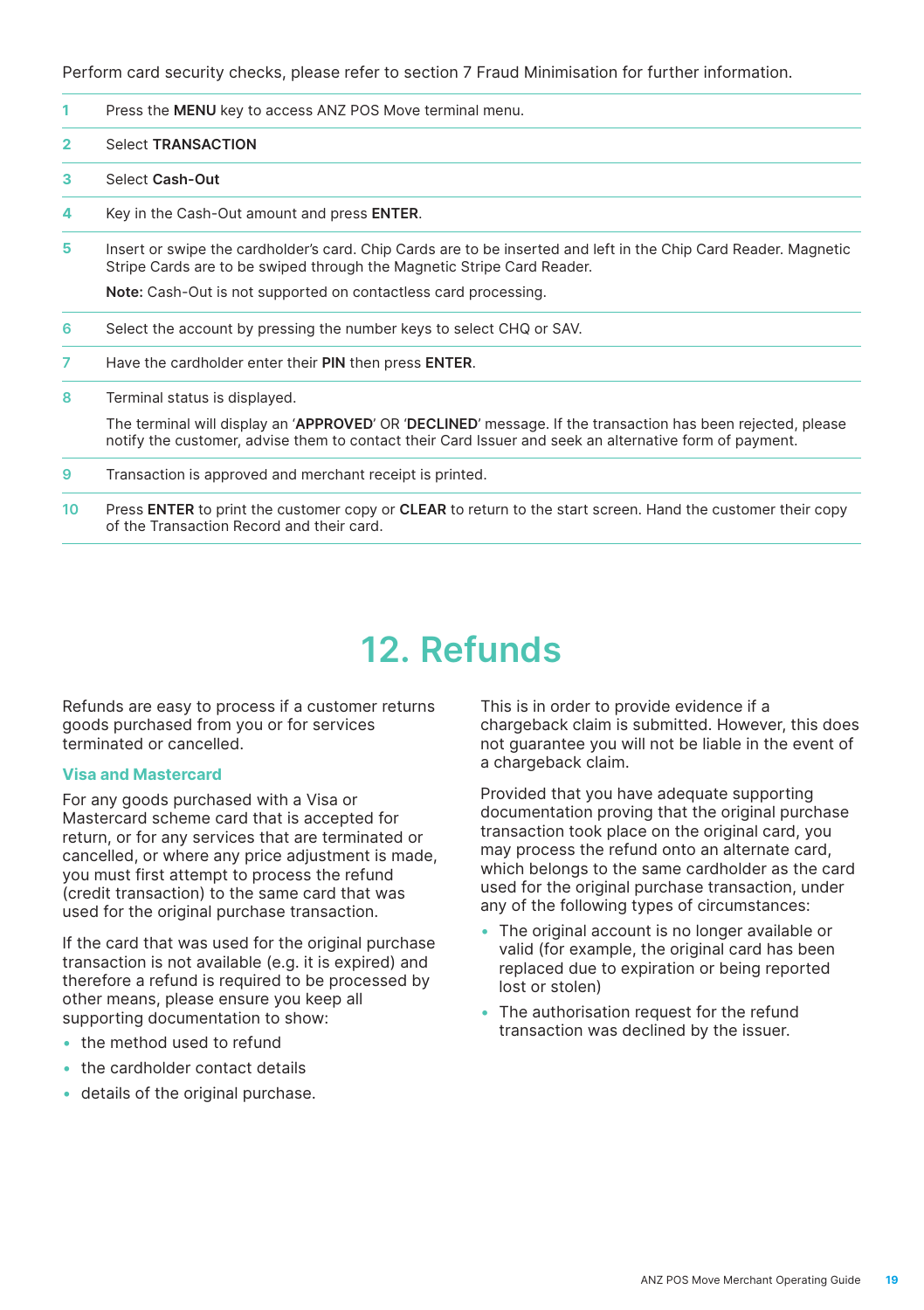Perform card security checks, please refer to section 7 Fraud Minimisation for further information.

| | |
|---|---|
| 1 | Press the **MENU** key to access ANZ POS Move terminal menu. |
| 2 | Select **TRANSACTION** |
| 3 | Select **Cash-Out** |
| 4 | Key in the Cash-Out amount and press **ENTER**. |
| 5 | Insert or swipe the cardholder's card. Chip Cards are to be inserted and left in the Chip Card Reader. Magnetic Stripe Cards are to be swiped through the Magnetic Stripe Card Reader.<br>**Note:** Cash-Out is not supported on contactless card processing. |
| 6 | Select the account by pressing the number keys to select CHQ or SAV. |
| 7 | Have the cardholder enter their **PIN** then press **ENTER**. |
| 8 | Terminal status is displayed.<br>The terminal will display an '**APPROVED**' OR '**DECLINED**' message. If the transaction has been rejected, please notify the customer, advise them to contact their Card Issuer and seek an alternative form of payment. |
| 9 | Transaction is approved and merchant receipt is printed. |
| 10 | Press **ENTER** to print the customer copy or **CLEAR** to return to the start screen. Hand the customer their copy of the Transaction Record and their card. |

# 12. Refunds

Refunds are easy to process if a customer returns goods purchased from you or for services terminated or cancelled.

### Visa and Mastercard

For any goods purchased with a Visa or Mastercard scheme card that is accepted for return, or for any services that are terminated or cancelled, or where any price adjustment is made, you must first attempt to process the refund (credit transaction) to the same card that was used for the original purchase transaction.

If the card that was used for the original purchase transaction is not available (e.g. it is expired) and therefore a refund is required to be processed by other means, please ensure you keep all supporting documentation to show:

- the method used to refund
- the cardholder contact details
- details of the original purchase.

This is in order to provide evidence if a chargeback claim is submitted. However, this does not guarantee you will not be liable in the event of a chargeback claim.

Provided that you have adequate supporting documentation proving that the original purchase transaction took place on the original card, you may process the refund onto an alternate card, which belongs to the same cardholder as the card used for the original purchase transaction, under any of the following types of circumstances:

- The original account is no longer available or valid (for example, the original card has been replaced due to expiration or being reported lost or stolen)
- The authorisation request for the refund transaction was declined by the issuer.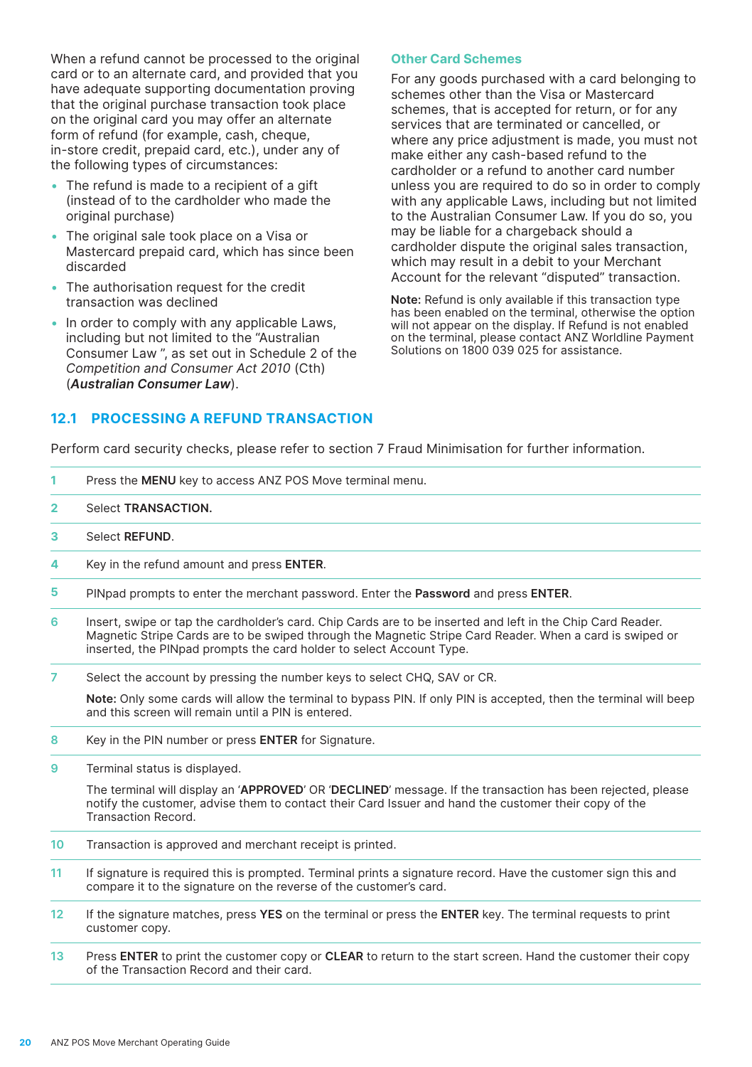When a refund cannot be processed to the original card or to an alternate card, and provided that you have adequate supporting documentation proving that the original purchase transaction took place on the original card you may offer an alternate form of refund (for example, cash, cheque, in-store credit, prepaid card, etc.), under any of the following types of circumstances:

- The refund is made to a recipient of a gift (instead of to the cardholder who made the original purchase)
- The original sale took place on a Visa or Mastercard prepaid card, which has since been discarded
- The authorisation request for the credit transaction was declined
- In order to comply with any applicable Laws, including but not limited to the "Australian Consumer Law ", as set out in Schedule 2 of the *Competition and Consumer Act 2010* (Cth) (***Australian Consumer Law***).

### Other Card Schemes

For any goods purchased with a card belonging to schemes other than the Visa or Mastercard schemes, that is accepted for return, or for any services that are terminated or cancelled, or where any price adjustment is made, you must not make either any cash-based refund to the cardholder or a refund to another card number unless you are required to do so in order to comply with any applicable Laws, including but not limited to the Australian Consumer Law. If you do so, you may be liable for a chargeback should a cardholder dispute the original sales transaction, which may result in a debit to your Merchant Account for the relevant "disputed" transaction.

**Note:** Refund is only available if this transaction type has been enabled on the terminal, otherwise the option will not appear on the display. If Refund is not enabled on the terminal, please contact ANZ Worldline Payment Solutions on 1800 039 025 for assistance.

## 12.1 PROCESSING A REFUND TRANSACTION

Perform card security checks, please refer to section 7 Fraud Minimisation for further information.

| | |
|---|---|
| 1 | Press the **MENU** key to access ANZ POS Move terminal menu. |
| 2 | Select **TRANSACTION.** |
| 3 | Select **REFUND**. |
| 4 | Key in the refund amount and press **ENTER**. |
| 5 | PINpad prompts to enter the merchant password. Enter the **Password** and press **ENTER**. |
| 6 | Insert, swipe or tap the cardholder's card. Chip Cards are to be inserted and left in the Chip Card Reader. Magnetic Stripe Cards are to be swiped through the Magnetic Stripe Card Reader. When a card is swiped or inserted, the PINpad prompts the card holder to select Account Type. |
| 7 | Select the account by pressing the number keys to select CHQ, SAV or CR.<br><br>**Note:** Only some cards will allow the terminal to bypass PIN. If only PIN is accepted, then the terminal will beep and this screen will remain until a PIN is entered. |
| 8 | Key in the PIN number or press **ENTER** for Signature. |
| 9 | Terminal status is displayed.<br><br>The terminal will display an '**APPROVED**' OR '**DECLINED**' message. If the transaction has been rejected, please notify the customer, advise them to contact their Card Issuer and hand the customer their copy of the Transaction Record. |
| 10 | Transaction is approved and merchant receipt is printed. |
| 11 | If signature is required this is prompted. Terminal prints a signature record. Have the customer sign this and compare it to the signature on the reverse of the customer's card. |
| 12 | If the signature matches, press **YES** on the terminal or press the **ENTER** key. The terminal requests to print customer copy. |
| 13 | Press **ENTER** to print the customer copy or **CLEAR** to return to the start screen. Hand the customer their copy of the Transaction Record and their card. |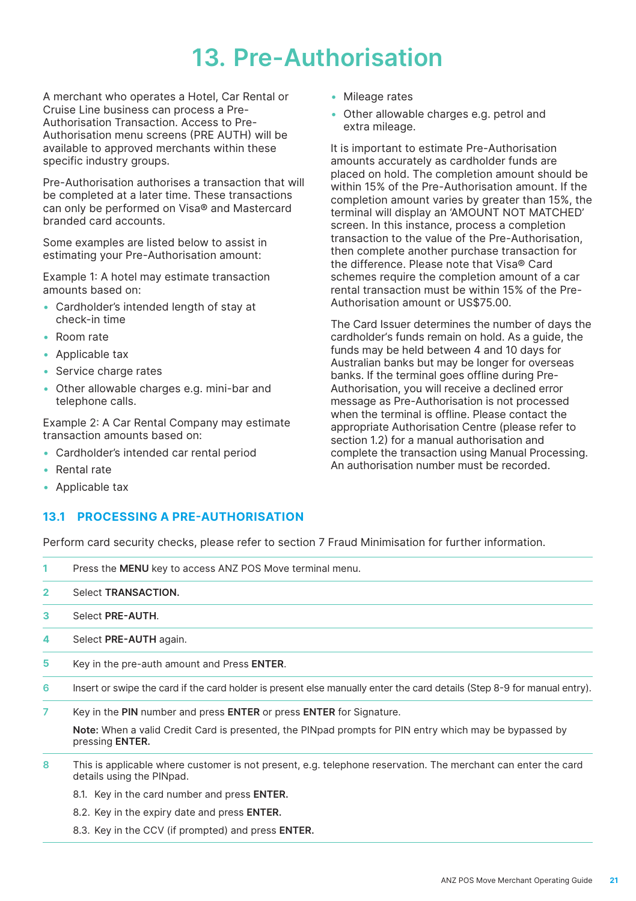# 13. Pre-Authorisation

A merchant who operates a Hotel, Car Rental or Cruise Line business can process a Pre-Authorisation Transaction. Access to Pre-Authorisation menu screens (PRE AUTH) will be available to approved merchants within these specific industry groups.

Pre-Authorisation authorises a transaction that will be completed at a later time. These transactions can only be performed on Visa® and Mastercard branded card accounts.

Some examples are listed below to assist in estimating your Pre-Authorisation amount:

Example 1: A hotel may estimate transaction amounts based on:

- Cardholder's intended length of stay at check-in time
- Room rate
- Applicable tax
- Service charge rates
- Other allowable charges e.g. mini-bar and telephone calls.

Example 2: A Car Rental Company may estimate transaction amounts based on:

- Cardholder's intended car rental period
- Rental rate
- Applicable tax
- Mileage rates
- Other allowable charges e.g. petrol and extra mileage.

It is important to estimate Pre-Authorisation amounts accurately as cardholder funds are placed on hold. The completion amount should be within 15% of the Pre-Authorisation amount. If the completion amount varies by greater than 15%, the terminal will display an 'AMOUNT NOT MATCHED' screen. In this instance, process a completion transaction to the value of the Pre-Authorisation, then complete another purchase transaction for the difference. Please note that Visa® Card schemes require the completion amount of a car rental transaction must be within 15% of the Pre-Authorisation amount or US$75.00.

The Card Issuer determines the number of days the cardholder's funds remain on hold. As a guide, the funds may be held between 4 and 10 days for Australian banks but may be longer for overseas banks. If the terminal goes offline during Pre-Authorisation, you will receive a declined error message as Pre-Authorisation is not processed when the terminal is offline. Please contact the appropriate Authorisation Centre (please refer to section 1.2) for a manual authorisation and complete the transaction using Manual Processing. An authorisation number must be recorded.

## 13.1 PROCESSING A PRE-AUTHORISATION

Perform card security checks, please refer to section 7 Fraud Minimisation for further information.

1. Press the **MENU** key to access ANZ POS Move terminal menu.
2. Select **TRANSACTION.**
3. Select **PRE-AUTH**.
4. Select **PRE-AUTH** again.
5. Key in the pre-auth amount and Press **ENTER**.
6. Insert or swipe the card if the card holder is present else manually enter the card details (Step 8-9 for manual entry).
7. Key in the **PIN** number and press **ENTER** or press **ENTER** for Signature.

   **Note:** When a valid Credit Card is presented, the PINpad prompts for PIN entry which may be bypassed by pressing **ENTER.**
8. This is applicable where customer is not present, e.g. telephone reservation. The merchant can enter the card details using the PINpad.

   8.1. Key in the card number and press **ENTER.**

   8.2. Key in the expiry date and press **ENTER.**

   8.3. Key in the CCV (if prompted) and press **ENTER.**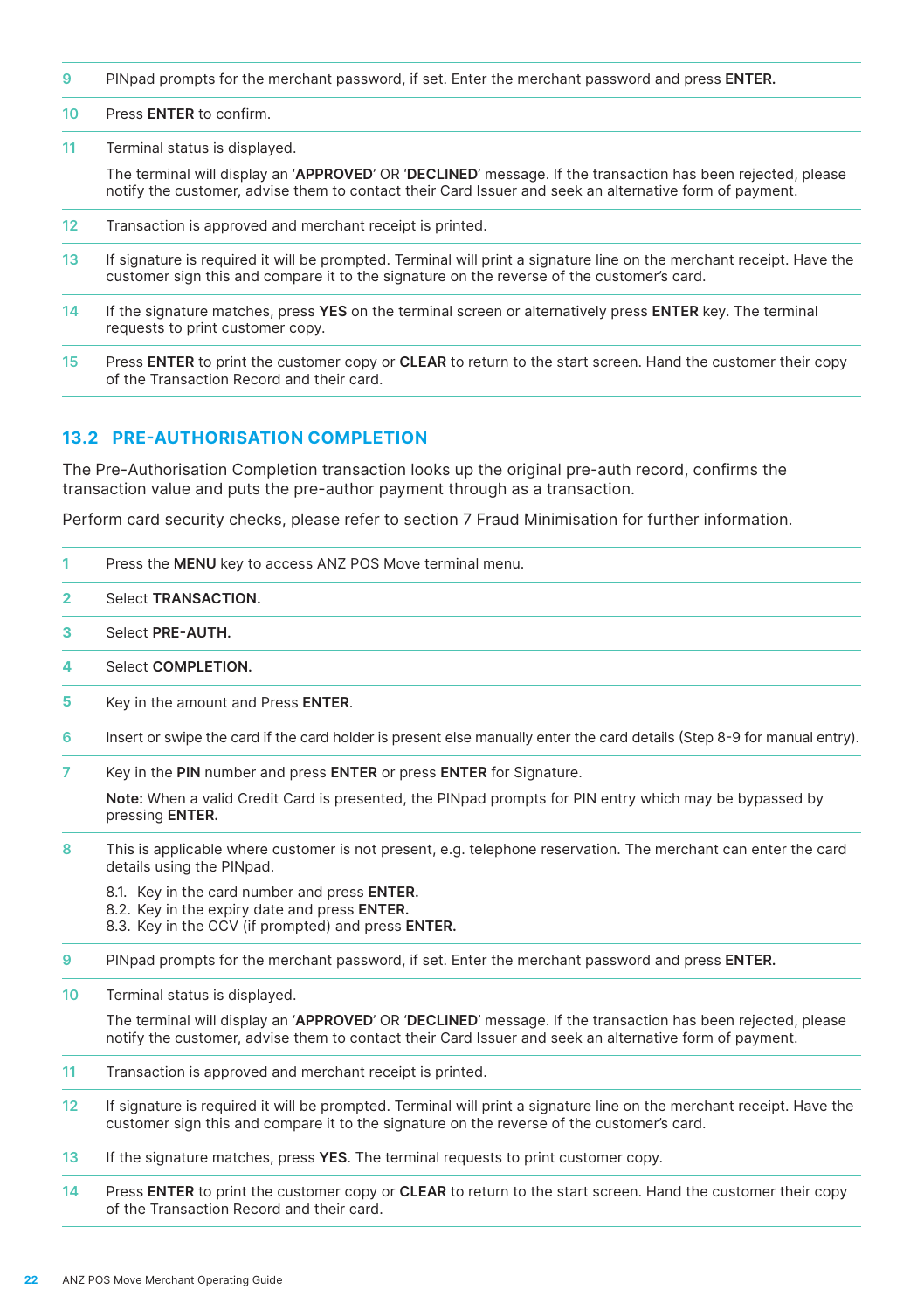9 PINpad prompts for the merchant password, if set. Enter the merchant password and press **ENTER.**

10 Press **ENTER** to confirm.

11 Terminal status is displayed.

The terminal will display an '**APPROVED**' OR '**DECLINED**' message. If the transaction has been rejected, please notify the customer, advise them to contact their Card Issuer and seek an alternative form of payment.

12 Transaction is approved and merchant receipt is printed.

13 If signature is required it will be prompted. Terminal will print a signature line on the merchant receipt. Have the customer sign this and compare it to the signature on the reverse of the customer's card.

14 If the signature matches, press **YES** on the terminal screen or alternatively press **ENTER** key. The terminal requests to print customer copy.

15 Press **ENTER** to print the customer copy or **CLEAR** to return to the start screen. Hand the customer their copy of the Transaction Record and their card.

## 13.2 PRE-AUTHORISATION COMPLETION

The Pre-Authorisation Completion transaction looks up the original pre-auth record, confirms the transaction value and puts the pre-author payment through as a transaction.

Perform card security checks, please refer to section 7 Fraud Minimisation for further information.

1 Press the **MENU** key to access ANZ POS Move terminal menu.

2 Select **TRANSACTION.**

3 Select **PRE-AUTH.**

4 Select **COMPLETION.**

5 Key in the amount and Press **ENTER**.

6 Insert or swipe the card if the card holder is present else manually enter the card details (Step 8-9 for manual entry).

7 Key in the **PIN** number and press **ENTER** or press **ENTER** for Signature.

**Note:** When a valid Credit Card is presented, the PINpad prompts for PIN entry which may be bypassed by pressing **ENTER.**

8 This is applicable where customer is not present, e.g. telephone reservation. The merchant can enter the card details using the PINpad.

8.1. Key in the card number and press **ENTER.**
8.2. Key in the expiry date and press **ENTER.**
8.3. Key in the CCV (if prompted) and press **ENTER.**

9 PINpad prompts for the merchant password, if set. Enter the merchant password and press **ENTER.**

10 Terminal status is displayed.

The terminal will display an '**APPROVED**' OR '**DECLINED**' message. If the transaction has been rejected, please notify the customer, advise them to contact their Card Issuer and seek an alternative form of payment.

11 Transaction is approved and merchant receipt is printed.

12 If signature is required it will be prompted. Terminal will print a signature line on the merchant receipt. Have the customer sign this and compare it to the signature on the reverse of the customer's card.

13 If the signature matches, press **YES**. The terminal requests to print customer copy.

14 Press **ENTER** to print the customer copy or **CLEAR** to return to the start screen. Hand the customer their copy of the Transaction Record and their card.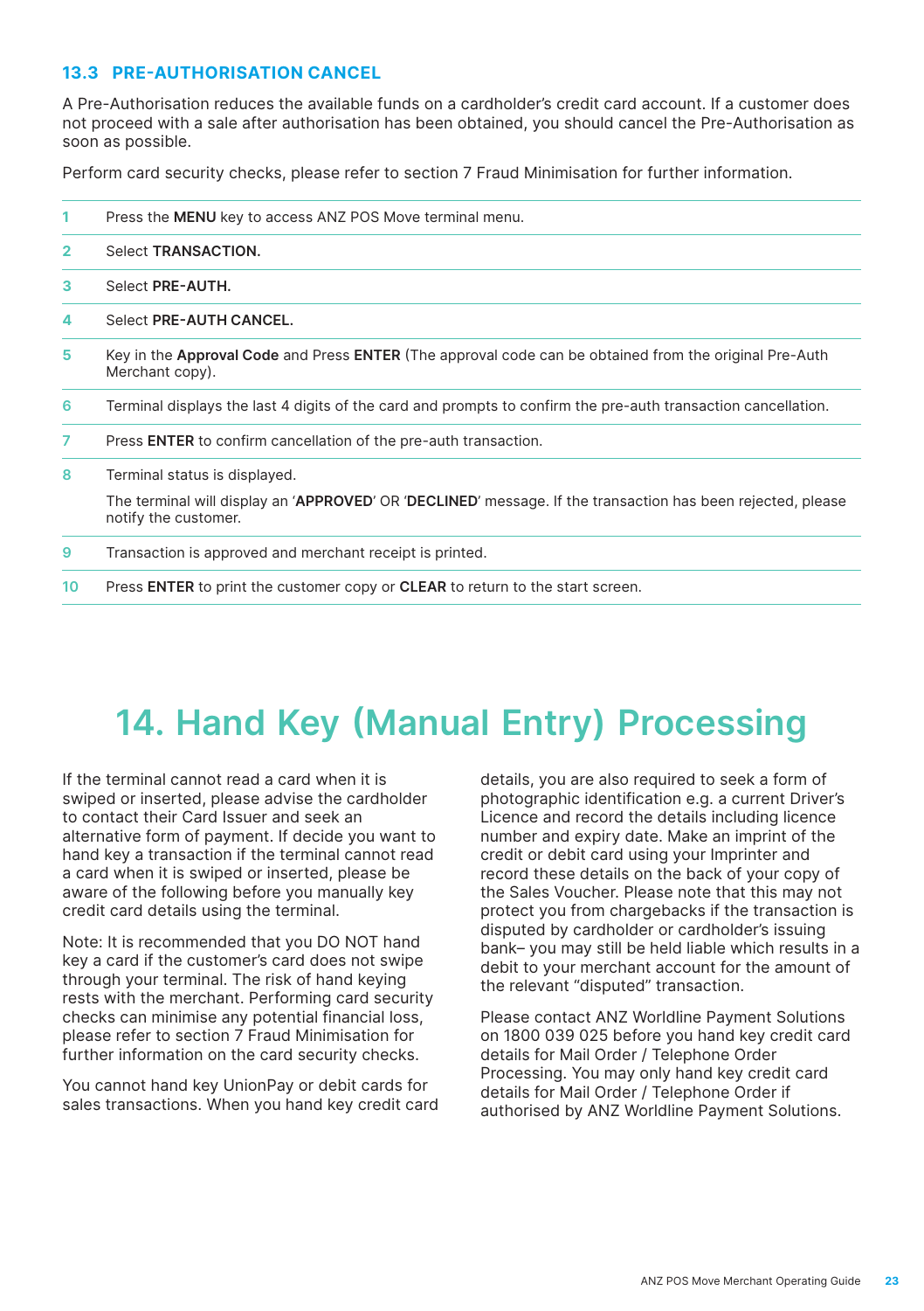### 13.3 PRE-AUTHORISATION CANCEL

A Pre-Authorisation reduces the available funds on a cardholder's credit card account. If a customer does not proceed with a sale after authorisation has been obtained, you should cancel the Pre-Authorisation as soon as possible.

Perform card security checks, please refer to section 7 Fraud Minimisation for further information.

| | |
|---|---|
| 1 | Press the **MENU** key to access ANZ POS Move terminal menu. |
| 2 | Select **TRANSACTION.** |
| 3 | Select **PRE-AUTH.** |
| 4 | Select **PRE-AUTH CANCEL.** |
| 5 | Key in the **Approval Code** and Press **ENTER** (The approval code can be obtained from the original Pre-Auth Merchant copy). |
| 6 | Terminal displays the last 4 digits of the card and prompts to confirm the pre-auth transaction cancellation. |
| 7 | Press **ENTER** to confirm cancellation of the pre-auth transaction. |
| 8 | Terminal status is displayed. The terminal will display an '**APPROVED**' OR '**DECLINED**' message. If the transaction has been rejected, please notify the customer. |
| 9 | Transaction is approved and merchant receipt is printed. |
| 10 | Press **ENTER** to print the customer copy or **CLEAR** to return to the start screen. |

# 14. Hand Key (Manual Entry) Processing

If the terminal cannot read a card when it is swiped or inserted, please advise the cardholder to contact their Card Issuer and seek an alternative form of payment. If decide you want to hand key a transaction if the terminal cannot read a card when it is swiped or inserted, please be aware of the following before you manually key credit card details using the terminal.

Note: It is recommended that you DO NOT hand key a card if the customer's card does not swipe through your terminal. The risk of hand keying rests with the merchant. Performing card security checks can minimise any potential financial loss, please refer to section 7 Fraud Minimisation for further information on the card security checks.

You cannot hand key UnionPay or debit cards for sales transactions. When you hand key credit card details, you are also required to seek a form of photographic identification e.g. a current Driver's Licence and record the details including licence number and expiry date. Make an imprint of the credit or debit card using your Imprinter and record these details on the back of your copy of the Sales Voucher. Please note that this may not protect you from chargebacks if the transaction is disputed by cardholder or cardholder's issuing bank– you may still be held liable which results in a debit to your merchant account for the amount of the relevant "disputed" transaction.

Please contact ANZ Worldline Payment Solutions on 1800 039 025 before you hand key credit card details for Mail Order / Telephone Order Processing. You may only hand key credit card details for Mail Order / Telephone Order if authorised by ANZ Worldline Payment Solutions.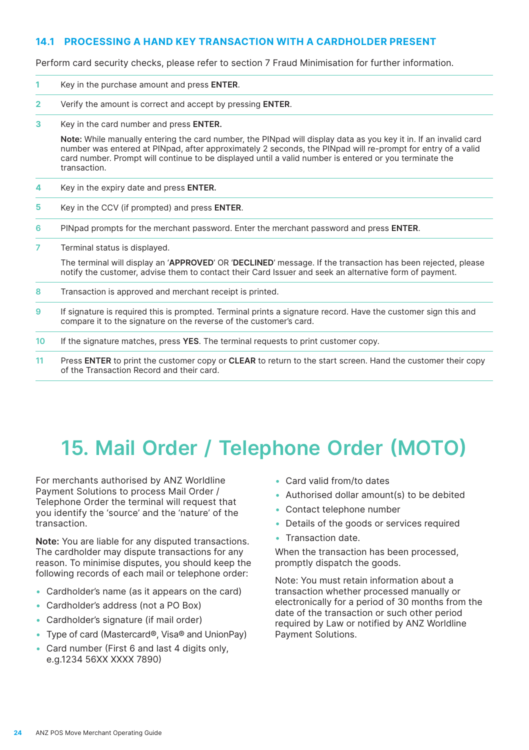### 14.1 PROCESSING A HAND KEY TRANSACTION WITH A CARDHOLDER PRESENT

Perform card security checks, please refer to section 7 Fraud Minimisation for further information.

| | |
|---|---|
| 1 | Key in the purchase amount and press **ENTER**. |
| 2 | Verify the amount is correct and accept by pressing **ENTER**. |
| 3 | Key in the card number and press **ENTER.**<br><br>**Note:** While manually entering the card number, the PINpad will display data as you key it in. If an invalid card number was entered at PINpad, after approximately 2 seconds, the PINpad will re-prompt for entry of a valid card number. Prompt will continue to be displayed until a valid number is entered or you terminate the transaction. |
| 4 | Key in the expiry date and press **ENTER.** |
| 5 | Key in the CCV (if prompted) and press **ENTER**. |
| 6 | PINpad prompts for the merchant password. Enter the merchant password and press **ENTER**. |
| 7 | Terminal status is displayed.<br><br>The terminal will display an '**APPROVED**' OR '**DECLINED**' message. If the transaction has been rejected, please notify the customer, advise them to contact their Card Issuer and seek an alternative form of payment. |
| 8 | Transaction is approved and merchant receipt is printed. |
| 9 | If signature is required this is prompted. Terminal prints a signature record. Have the customer sign this and compare it to the signature on the reverse of the customer's card. |
| 10 | If the signature matches, press **YES**. The terminal requests to print customer copy. |
| 11 | Press **ENTER** to print the customer copy or **CLEAR** to return to the start screen. Hand the customer their copy of the Transaction Record and their card. |

# 15. Mail Order / Telephone Order (MOTO)

For merchants authorised by ANZ Worldline Payment Solutions to process Mail Order / Telephone Order the terminal will request that you identify the 'source' and the 'nature' of the transaction.

**Note:** You are liable for any disputed transactions. The cardholder may dispute transactions for any reason. To minimise disputes, you should keep the following records of each mail or telephone order:

- Cardholder's name (as it appears on the card)
- Cardholder's address (not a PO Box)
- Cardholder's signature (if mail order)
- Type of card (Mastercard®, Visa® and UnionPay)
- Card number (First 6 and last 4 digits only, e.g.1234 56XX XXXX 7890)
- Card valid from/to dates
- Authorised dollar amount(s) to be debited
- Contact telephone number
- Details of the goods or services required
- Transaction date.

When the transaction has been processed, promptly dispatch the goods.

Note: You must retain information about a transaction whether processed manually or electronically for a period of 30 months from the date of the transaction or such other period required by Law or notified by ANZ Worldline Payment Solutions.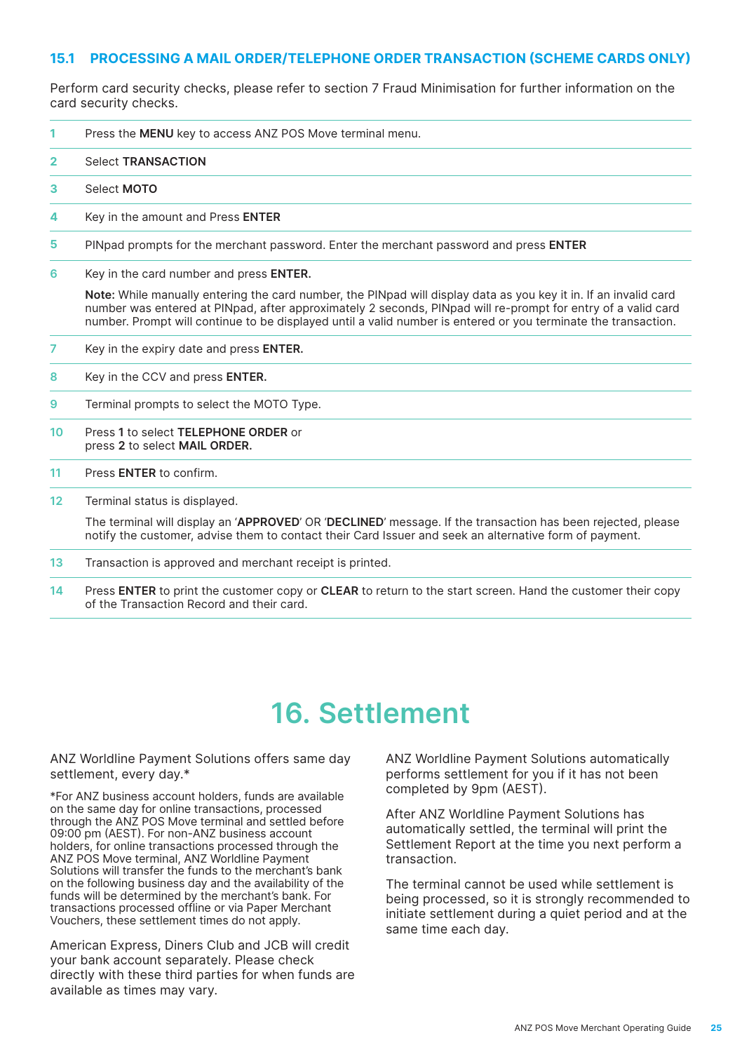### 15.1 PROCESSING A MAIL ORDER/TELEPHONE ORDER TRANSACTION (SCHEME CARDS ONLY)

Perform card security checks, please refer to section 7 Fraud Minimisation for further information on the card security checks.

| | |
|---|---|
| 1 | Press the **MENU** key to access ANZ POS Move terminal menu. |
| 2 | Select **TRANSACTION** |
| 3 | Select **MOTO** |
| 4 | Key in the amount and Press **ENTER** |
| 5 | PINpad prompts for the merchant password. Enter the merchant password and press **ENTER** |
| 6 | Key in the card number and press **ENTER.**<br><br>**Note:** While manually entering the card number, the PINpad will display data as you key it in. If an invalid card number was entered at PINpad, after approximately 2 seconds, PINpad will re-prompt for entry of a valid card number. Prompt will continue to be displayed until a valid number is entered or you terminate the transaction. |
| 7 | Key in the expiry date and press **ENTER.** |
| 8 | Key in the CCV and press **ENTER.** |
| 9 | Terminal prompts to select the MOTO Type. |
| 10 | Press **1** to select **TELEPHONE ORDER** or press **2** to select **MAIL ORDER.** |
| 11 | Press **ENTER** to confirm. |
| 12 | Terminal status is displayed.<br><br>The terminal will display an '**APPROVED**' OR '**DECLINED**' message. If the transaction has been rejected, please notify the customer, advise them to contact their Card Issuer and seek an alternative form of payment. |
| 13 | Transaction is approved and merchant receipt is printed. |
| 14 | Press **ENTER** to print the customer copy or **CLEAR** to return to the start screen. Hand the customer their copy of the Transaction Record and their card. |

# 16. Settlement

ANZ Worldline Payment Solutions offers same day settlement, every day.*

*For ANZ business account holders, funds are available on the same day for online transactions, processed through the ANZ POS Move terminal and settled before 09:00 pm (AEST). For non-ANZ business account holders, for online transactions processed through the ANZ POS Move terminal, ANZ Worldline Payment Solutions will transfer the funds to the merchant's bank on the following business day and the availability of the funds will be determined by the merchant's bank. For transactions processed offline or via Paper Merchant Vouchers, these settlement times do not apply.

American Express, Diners Club and JCB will credit your bank account separately. Please check directly with these third parties for when funds are available as times may vary.

ANZ Worldline Payment Solutions automatically performs settlement for you if it has not been completed by 9pm (AEST).

After ANZ Worldline Payment Solutions has automatically settled, the terminal will print the Settlement Report at the time you next perform a transaction.

The terminal cannot be used while settlement is being processed, so it is strongly recommended to initiate settlement during a quiet period and at the same time each day.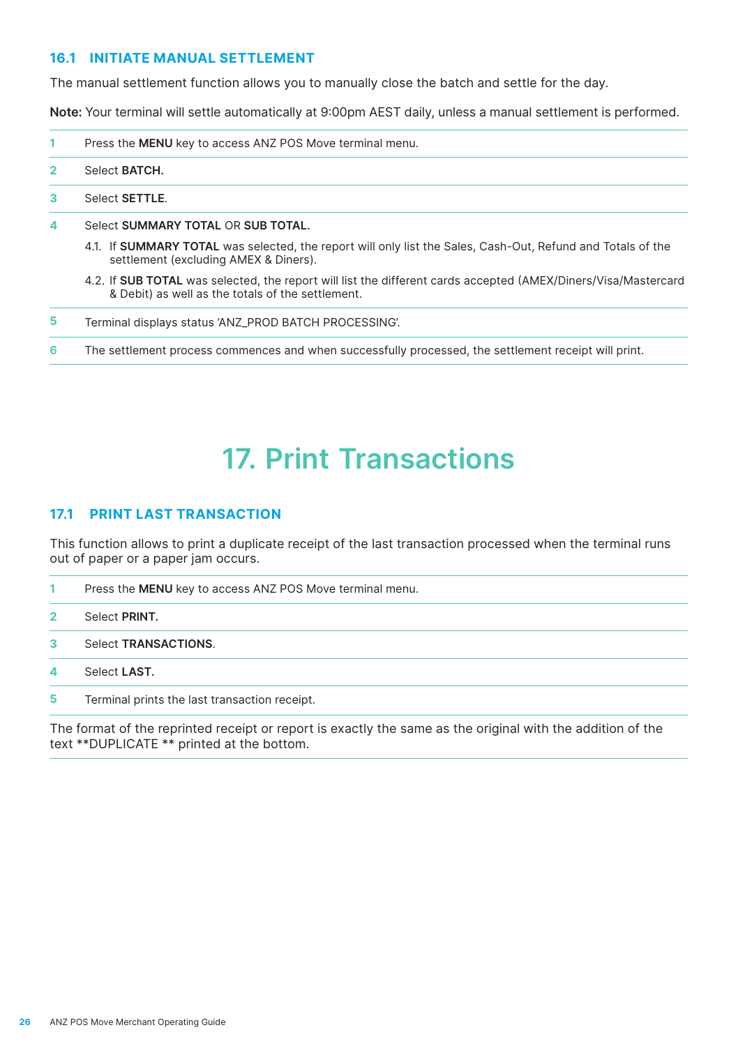### 16.1 INITIATE MANUAL SETTLEMENT

The manual settlement function allows you to manually close the batch and settle for the day.

**Note:** Your terminal will settle automatically at 9:00pm AEST daily, unless a manual settlement is performed.

1. Press the **MENU** key to access ANZ POS Move terminal menu.
2. Select **BATCH.**
3. Select **SETTLE**.
4. Select **SUMMARY TOTAL** OR **SUB TOTAL.**
   - 4.1. If **SUMMARY TOTAL** was selected, the report will only list the Sales, Cash-Out, Refund and Totals of the settlement (excluding AMEX & Diners).
   - 4.2. If **SUB TOTAL** was selected, the report will list the different cards accepted (AMEX/Diners/Visa/Mastercard & Debit) as well as the totals of the settlement.
5. Terminal displays status 'ANZ_PROD BATCH PROCESSING'.
6. The settlement process commences and when successfully processed, the settlement receipt will print.

# 17. Print Transactions

### 17.1 PRINT LAST TRANSACTION

This function allows to print a duplicate receipt of the last transaction processed when the terminal runs out of paper or a paper jam occurs.

1. Press the **MENU** key to access ANZ POS Move terminal menu.
2. Select **PRINT.**
3. Select **TRANSACTIONS**.
4. Select **LAST.**
5. Terminal prints the last transaction receipt.

The format of the reprinted receipt or report is exactly the same as the original with the addition of the text **DUPLICATE ** printed at the bottom.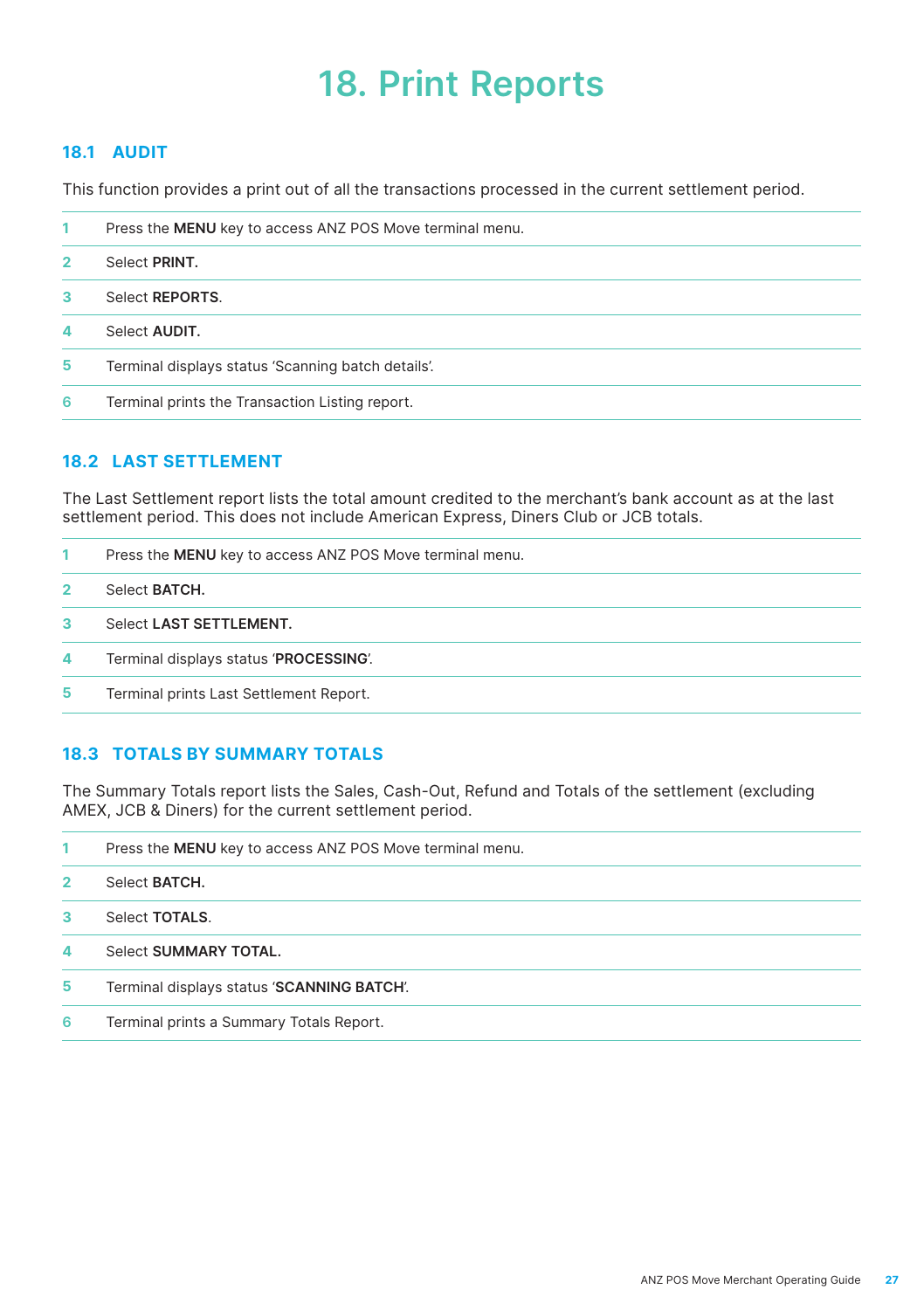# 18. Print Reports

## 18.1 AUDIT

This function provides a print out of all the transactions processed in the current settlement period.

1. Press the **MENU** key to access ANZ POS Move terminal menu.
2. Select **PRINT.**
3. Select **REPORTS**.
4. Select **AUDIT.**
5. Terminal displays status 'Scanning batch details'.
6. Terminal prints the Transaction Listing report.

## 18.2 LAST SETTLEMENT

The Last Settlement report lists the total amount credited to the merchant's bank account as at the last settlement period. This does not include American Express, Diners Club or JCB totals.

1. Press the **MENU** key to access ANZ POS Move terminal menu.
2. Select **BATCH.**
3. Select **LAST SETTLEMENT.**
4. Terminal displays status '**PROCESSING**'.
5. Terminal prints Last Settlement Report.

## 18.3 TOTALS BY SUMMARY TOTALS

The Summary Totals report lists the Sales, Cash-Out, Refund and Totals of the settlement (excluding AMEX, JCB & Diners) for the current settlement period.

1. Press the **MENU** key to access ANZ POS Move terminal menu.
2. Select **BATCH.**
3. Select **TOTALS**.
4. Select **SUMMARY TOTAL.**
5. Terminal displays status '**SCANNING BATCH**'.
6. Terminal prints a Summary Totals Report.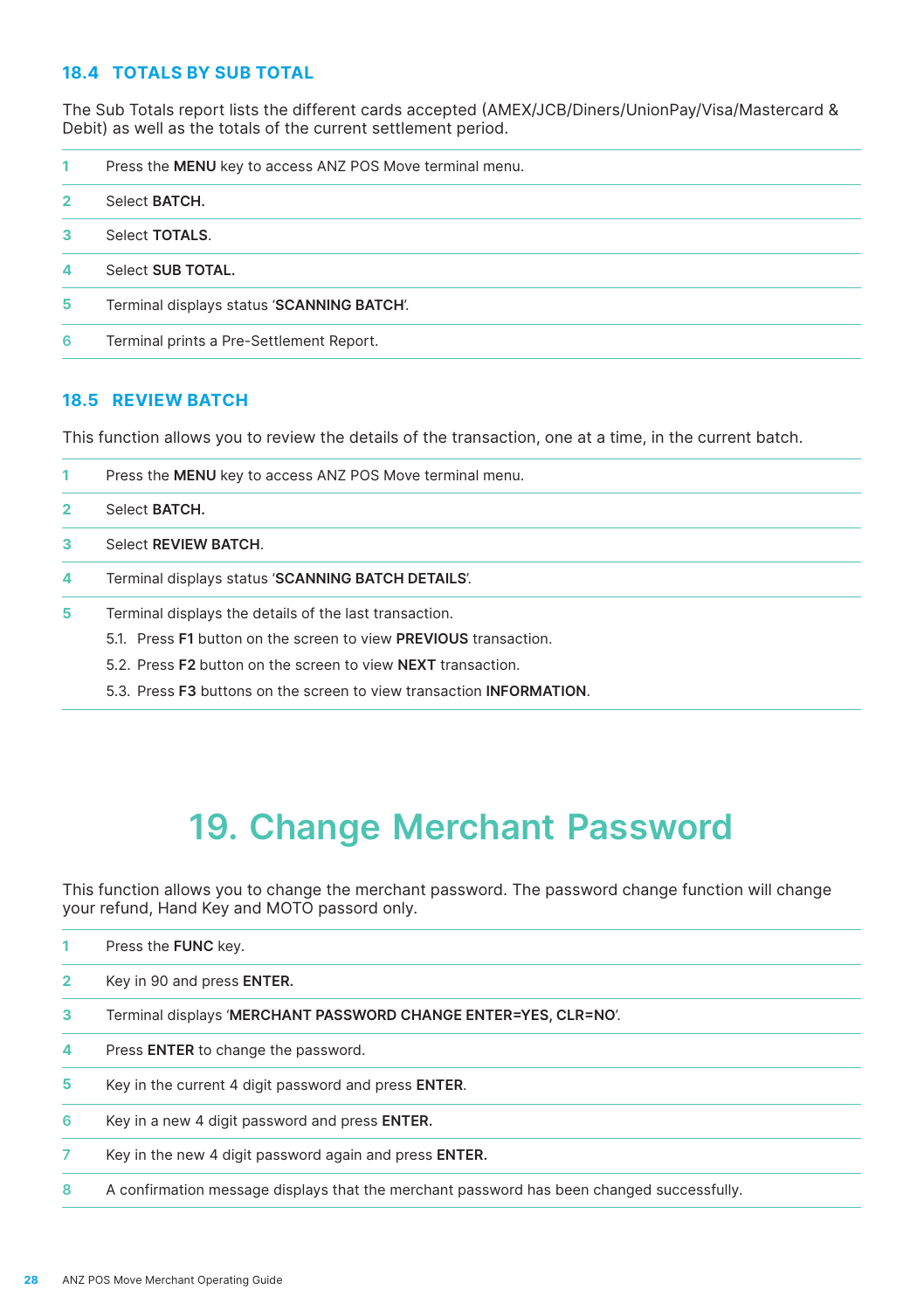### 18.4 TOTALS BY SUB TOTAL

The Sub Totals report lists the different cards accepted (AMEX/JCB/Diners/UnionPay/Visa/Mastercard & Debit) as well as the totals of the current settlement period.

1. Press the **MENU** key to access ANZ POS Move terminal menu.
2. Select **BATCH.**
3. Select **TOTALS**.
4. Select **SUB TOTAL.**
5. Terminal displays status '**SCANNING BATCH**'.
6. Terminal prints a Pre-Settlement Report.

### 18.5 REVIEW BATCH

This function allows you to review the details of the transaction, one at a time, in the current batch.

1. Press the **MENU** key to access ANZ POS Move terminal menu.
2. Select **BATCH.**
3. Select **REVIEW BATCH**.
4. Terminal displays status '**SCANNING BATCH DETAILS**'.
5. Terminal displays the details of the last transaction.
   - 5.1. Press **F1** button on the screen to view **PREVIOUS** transaction.
   - 5.2. Press **F2** button on the screen to view **NEXT** transaction.
   - 5.3. Press **F3** buttons on the screen to view transaction **INFORMATION**.

# 19. Change Merchant Password

This function allows you to change the merchant password. The password change function will change your refund, Hand Key and MOTO passord only.

1. Press the **FUNC** key.
2. Key in 90 and press **ENTER.**
3. Terminal displays '**MERCHANT PASSWORD CHANGE ENTER=YES, CLR=NO**'.
4. Press **ENTER** to change the password.
5. Key in the current 4 digit password and press **ENTER**.
6. Key in a new 4 digit password and press **ENTER.**
7. Key in the new 4 digit password again and press **ENTER.**
8. A confirmation message displays that the merchant password has been changed successfully.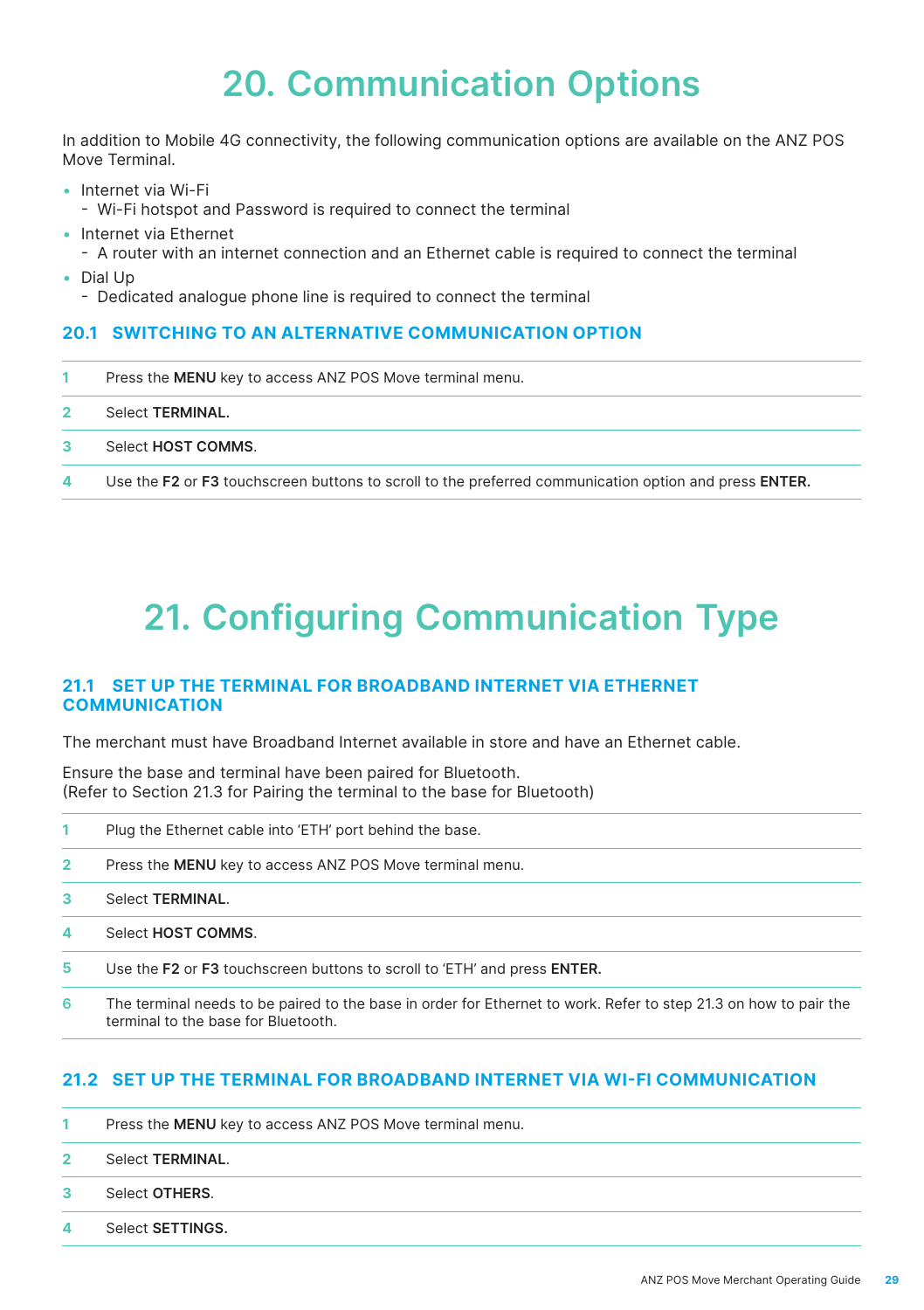# 20. Communication Options

In addition to Mobile 4G connectivity, the following communication options are available on the ANZ POS Move Terminal.

- Internet via Wi-Fi
  - Wi-Fi hotspot and Password is required to connect the terminal
- Internet via Ethernet
  - A router with an internet connection and an Ethernet cable is required to connect the terminal
- Dial Up
  - Dedicated analogue phone line is required to connect the terminal

## 20.1 SWITCHING TO AN ALTERNATIVE COMMUNICATION OPTION

| | |
|---|---|
| 1 | Press the **MENU** key to access ANZ POS Move terminal menu. |
| 2 | Select **TERMINAL.** |
| 3 | Select **HOST COMMS**. |
| 4 | Use the **F2** or **F3** touchscreen buttons to scroll to the preferred communication option and press **ENTER.** |

# 21. Configuring Communication Type

## 21.1 SET UP THE TERMINAL FOR BROADBAND INTERNET VIA ETHERNET COMMUNICATION

The merchant must have Broadband Internet available in store and have an Ethernet cable.

Ensure the base and terminal have been paired for Bluetooth.
(Refer to Section 21.3 for Pairing the terminal to the base for Bluetooth)

| | |
|---|---|
| 1 | Plug the Ethernet cable into 'ETH' port behind the base. |
| 2 | Press the **MENU** key to access ANZ POS Move terminal menu. |
| 3 | Select **TERMINAL**. |
| 4 | Select **HOST COMMS**. |
| 5 | Use the **F2** or **F3** touchscreen buttons to scroll to 'ETH' and press **ENTER.** |
| 6 | The terminal needs to be paired to the base in order for Ethernet to work. Refer to step 21.3 on how to pair the terminal to the base for Bluetooth. |

## 21.2 SET UP THE TERMINAL FOR BROADBAND INTERNET VIA WI-FI COMMUNICATION

| | |
|---|---|
| 1 | Press the **MENU** key to access ANZ POS Move terminal menu. |
| 2 | Select **TERMINAL**. |
| 3 | Select **OTHERS**. |
| 4 | Select **SETTINGS.** |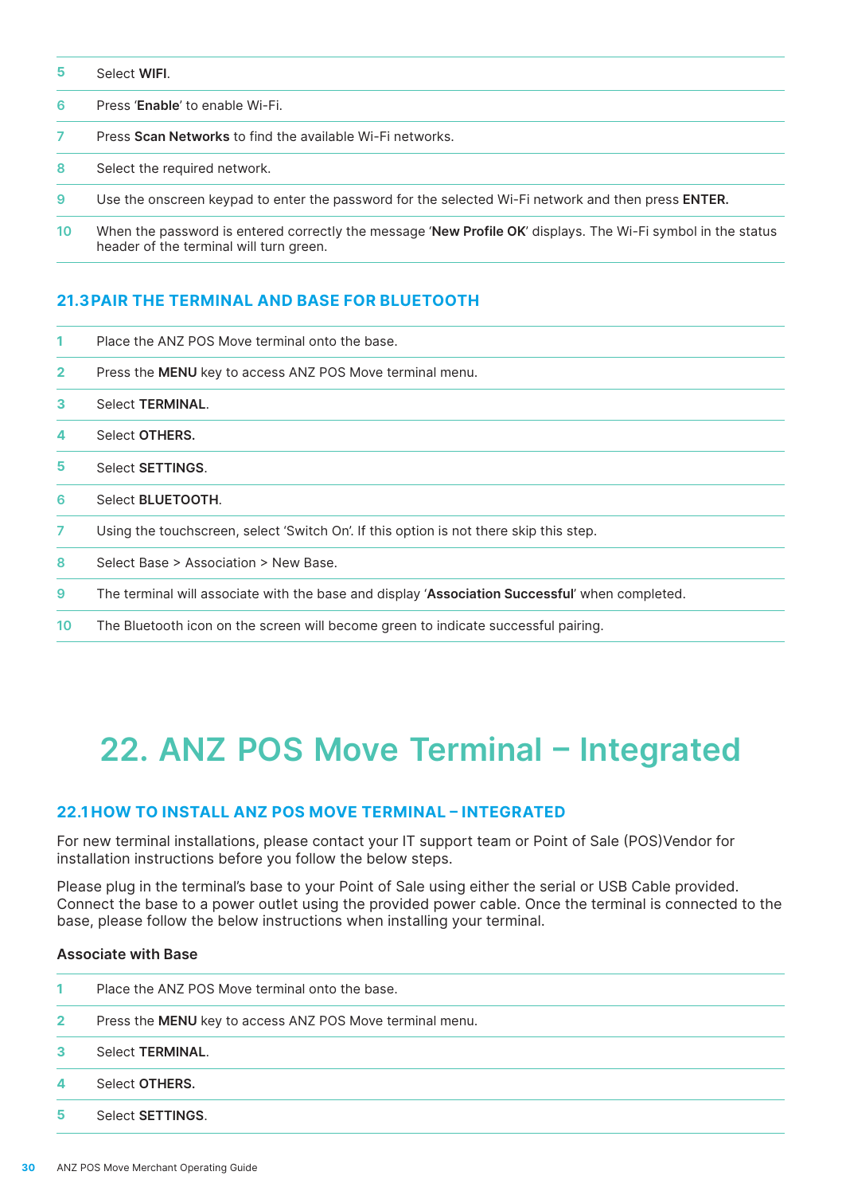5. Select **WIFI**.
6. Press '**Enable**' to enable Wi-Fi.
7. Press **Scan Networks** to find the available Wi-Fi networks.
8. Select the required network.
9. Use the onscreen keypad to enter the password for the selected Wi-Fi network and then press **ENTER.**
10. When the password is entered correctly the message '**New Profile OK**' displays. The Wi-Fi symbol in the status header of the terminal will turn green.

### 21.3 PAIR THE TERMINAL AND BASE FOR BLUETOOTH

1. Place the ANZ POS Move terminal onto the base.
2. Press the **MENU** key to access ANZ POS Move terminal menu.
3. Select **TERMINAL**.
4. Select **OTHERS.**
5. Select **SETTINGS**.
6. Select **BLUETOOTH**.
7. Using the touchscreen, select 'Switch On'. If this option is not there skip this step.
8. Select Base > Association > New Base.
9. The terminal will associate with the base and display '**Association Successful**' when completed.
10. The Bluetooth icon on the screen will become green to indicate successful pairing.

# 22. ANZ POS Move Terminal – Integrated

### 22.1 HOW TO INSTALL ANZ POS MOVE TERMINAL – INTEGRATED

For new terminal installations, please contact your IT support team or Point of Sale (POS)Vendor for installation instructions before you follow the below steps.

Please plug in the terminal's base to your Point of Sale using either the serial or USB Cable provided. Connect the base to a power outlet using the provided power cable. Once the terminal is connected to the base, please follow the below instructions when installing your terminal.

**Associate with Base**

1. Place the ANZ POS Move terminal onto the base.
2. Press the **MENU** key to access ANZ POS Move terminal menu.
3. Select **TERMINAL**.
4. Select **OTHERS.**
5. Select **SETTINGS**.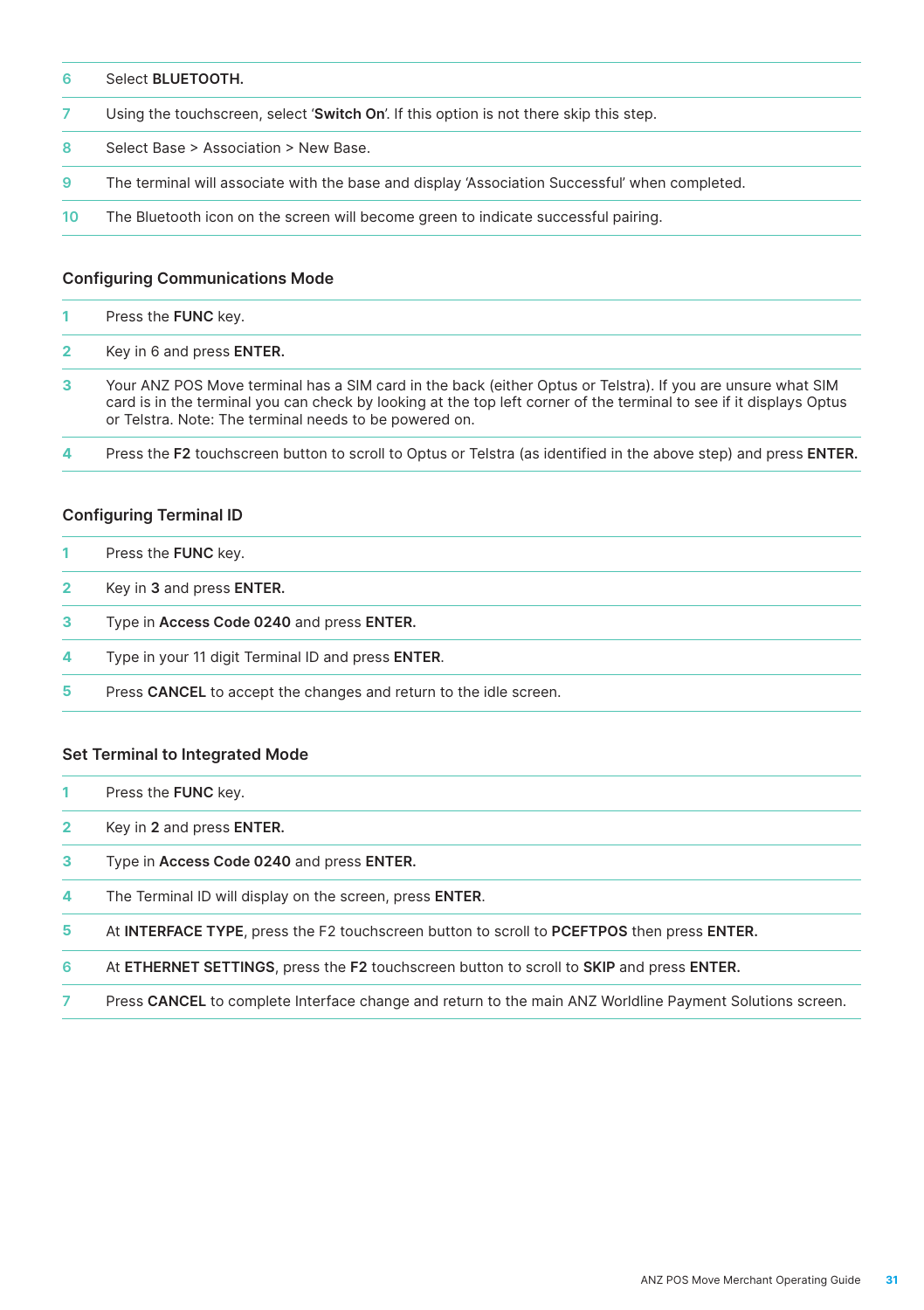| | |
|---|---|
| 6 | Select **BLUETOOTH.** |
| 7 | Using the touchscreen, select '**Switch On**'. If this option is not there skip this step. |
| 8 | Select Base > Association > New Base. |
| 9 | The terminal will associate with the base and display 'Association Successful' when completed. |
| 10 | The Bluetooth icon on the screen will become green to indicate successful pairing. |

### Configuring Communications Mode

| | |
|---|---|
| 1 | Press the **FUNC** key. |
| 2 | Key in 6 and press **ENTER.** |
| 3 | Your ANZ POS Move terminal has a SIM card in the back (either Optus or Telstra). If you are unsure what SIM card is in the terminal you can check by looking at the top left corner of the terminal to see if it displays Optus or Telstra. Note: The terminal needs to be powered on. |
| 4 | Press the **F2** touchscreen button to scroll to Optus or Telstra (as identified in the above step) and press **ENTER.** |

### Configuring Terminal ID

| | |
|---|---|
| 1 | Press the **FUNC** key. |
| 2 | Key in **3** and press **ENTER.** |
| 3 | Type in **Access Code 0240** and press **ENTER.** |
| 4 | Type in your 11 digit Terminal ID and press **ENTER**. |
| 5 | Press **CANCEL** to accept the changes and return to the idle screen. |

### Set Terminal to Integrated Mode

| | |
|---|---|
| 1 | Press the **FUNC** key. |
| 2 | Key in **2** and press **ENTER.** |
| 3 | Type in **Access Code 0240** and press **ENTER.** |
| 4 | The Terminal ID will display on the screen, press **ENTER**. |
| 5 | At **INTERFACE TYPE**, press the F2 touchscreen button to scroll to **PCEFTPOS** then press **ENTER.** |
| 6 | At **ETHERNET SETTINGS**, press the **F2** touchscreen button to scroll to **SKIP** and press **ENTER.** |
| 7 | Press **CANCEL** to complete Interface change and return to the main ANZ Worldline Payment Solutions screen. |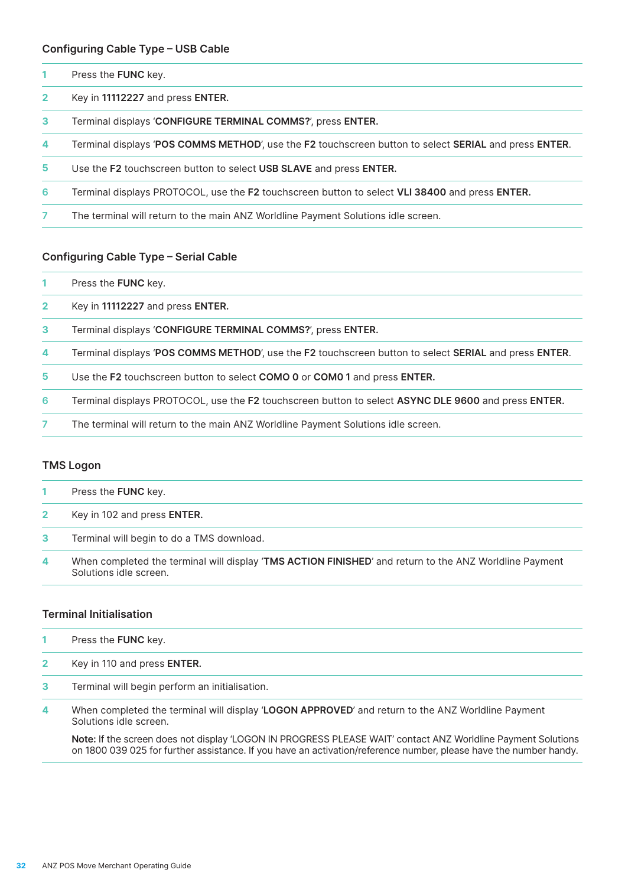### Configuring Cable Type – USB Cable

1. Press the **FUNC** key.
2. Key in **11112227** and press **ENTER.**
3. Terminal displays '**CONFIGURE TERMINAL COMMS?**', press **ENTER.**
4. Terminal displays '**POS COMMS METHOD**', use the **F2** touchscreen button to select **SERIAL** and press **ENTER**.
5. Use the **F2** touchscreen button to select **USB SLAVE** and press **ENTER.**
6. Terminal displays PROTOCOL, use the **F2** touchscreen button to select **VLI 38400** and press **ENTER.**
7. The terminal will return to the main ANZ Worldline Payment Solutions idle screen.

### Configuring Cable Type – Serial Cable

1. Press the **FUNC** key.
2. Key in **11112227** and press **ENTER.**
3. Terminal displays '**CONFIGURE TERMINAL COMMS?**', press **ENTER.**
4. Terminal displays '**POS COMMS METHOD**', use the **F2** touchscreen button to select **SERIAL** and press **ENTER**.
5. Use the **F2** touchscreen button to select **COMO 0** or **COM0 1** and press **ENTER.**
6. Terminal displays PROTOCOL, use the **F2** touchscreen button to select **ASYNC DLE 9600** and press **ENTER.**
7. The terminal will return to the main ANZ Worldline Payment Solutions idle screen.

### TMS Logon

1. Press the **FUNC** key.
2. Key in 102 and press **ENTER.**
3. Terminal will begin to do a TMS download.
4. When completed the terminal will display '**TMS ACTION FINISHED**' and return to the ANZ Worldline Payment Solutions idle screen.

### Terminal Initialisation

1. Press the **FUNC** key.
2. Key in 110 and press **ENTER.**
3. Terminal will begin perform an initialisation.
4. When completed the terminal will display '**LOGON APPROVED**' and return to the ANZ Worldline Payment Solutions idle screen.

   **Note:** If the screen does not display 'LOGON IN PROGRESS PLEASE WAIT' contact ANZ Worldline Payment Solutions on 1800 039 025 for further assistance. If you have an activation/reference number, please have the number handy.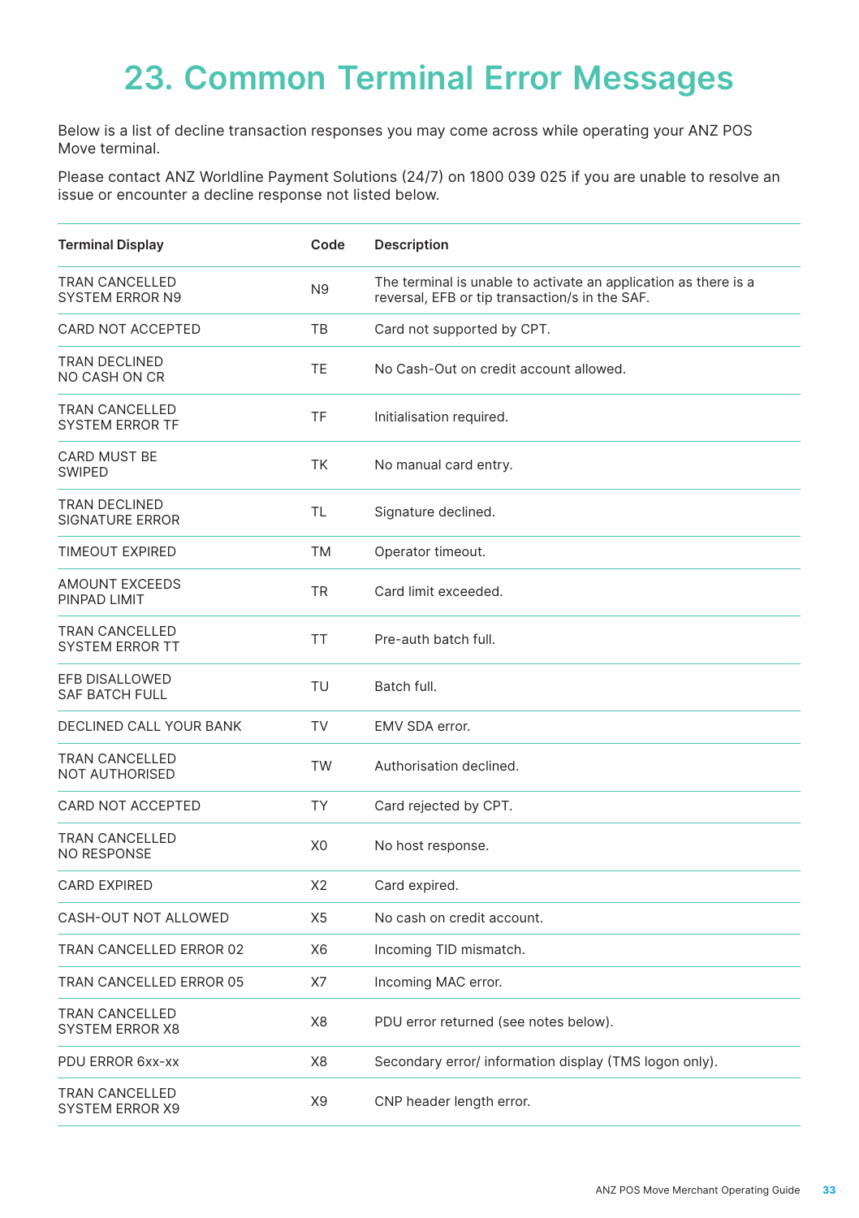# 23. Common Terminal Error Messages

Below is a list of decline transaction responses you may come across while operating your ANZ POS Move terminal.

Please contact ANZ Worldline Payment Solutions (24/7) on 1800 039 025 if you are unable to resolve an issue or encounter a decline response not listed below.

| Terminal Display | Code | Description |
|---|---|---|
| TRAN CANCELLED SYSTEM ERROR N9 | N9 | The terminal is unable to activate an application as there is a reversal, EFB or tip transaction/s in the SAF. |
| CARD NOT ACCEPTED | TB | Card not supported by CPT. |
| TRAN DECLINED NO CASH ON CR | TE | No Cash-Out on credit account allowed. |
| TRAN CANCELLED SYSTEM ERROR TF | TF | Initialisation required. |
| CARD MUST BE SWIPED | TK | No manual card entry. |
| TRAN DECLINED SIGNATURE ERROR | TL | Signature declined. |
| TIMEOUT EXPIRED | TM | Operator timeout. |
| AMOUNT EXCEEDS PINPAD LIMIT | TR | Card limit exceeded. |
| TRAN CANCELLED SYSTEM ERROR TT | TT | Pre-auth batch full. |
| EFB DISALLOWED SAF BATCH FULL | TU | Batch full. |
| DECLINED CALL YOUR BANK | TV | EMV SDA error. |
| TRAN CANCELLED NOT AUTHORISED | TW | Authorisation declined. |
| CARD NOT ACCEPTED | TY | Card rejected by CPT. |
| TRAN CANCELLED NO RESPONSE | X0 | No host response. |
| CARD EXPIRED | X2 | Card expired. |
| CASH-OUT NOT ALLOWED | X5 | No cash on credit account. |
| TRAN CANCELLED ERROR 02 | X6 | Incoming TID mismatch. |
| TRAN CANCELLED ERROR 05 | X7 | Incoming MAC error. |
| TRAN CANCELLED SYSTEM ERROR X8 | X8 | PDU error returned (see notes below). |
| PDU ERROR 6xx-xx | X8 | Secondary error/ information display (TMS logon only). |
| TRAN CANCELLED SYSTEM ERROR X9 | X9 | CNP header length error. |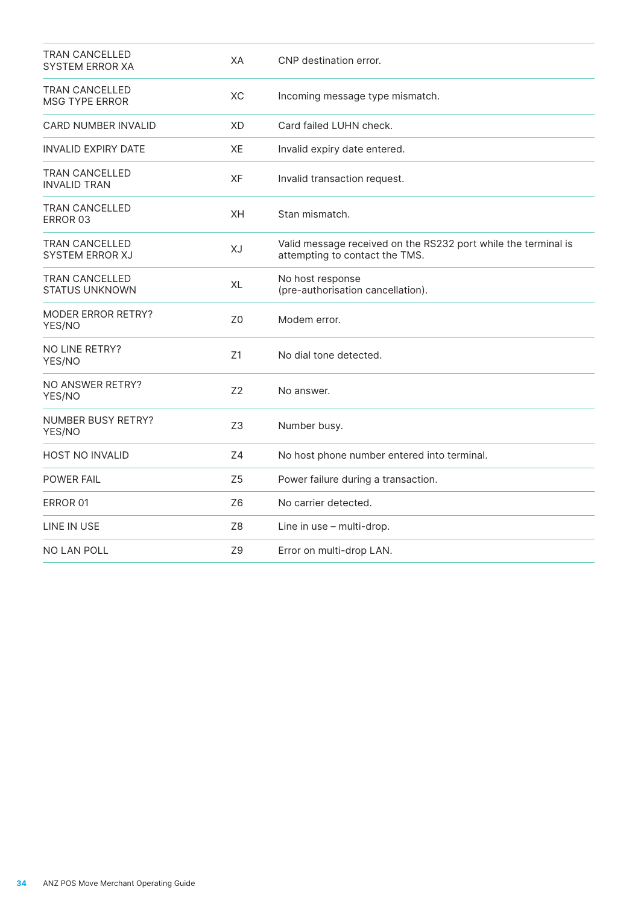| | | |
|---|---|---|
| TRAN CANCELLED SYSTEM ERROR XA | XA | CNP destination error. |
| TRAN CANCELLED MSG TYPE ERROR | XC | Incoming message type mismatch. |
| CARD NUMBER INVALID | XD | Card failed LUHN check. |
| INVALID EXPIRY DATE | XE | Invalid expiry date entered. |
| TRAN CANCELLED INVALID TRAN | XF | Invalid transaction request. |
| TRAN CANCELLED ERROR 03 | XH | Stan mismatch. |
| TRAN CANCELLED SYSTEM ERROR XJ | XJ | Valid message received on the RS232 port while the terminal is attempting to contact the TMS. |
| TRAN CANCELLED STATUS UNKNOWN | XL | No host response (pre-authorisation cancellation). |
| MODER ERROR RETRY? YES/NO | Z0 | Modem error. |
| NO LINE RETRY? YES/NO | Z1 | No dial tone detected. |
| NO ANSWER RETRY? YES/NO | Z2 | No answer. |
| NUMBER BUSY RETRY? YES/NO | Z3 | Number busy. |
| HOST NO INVALID | Z4 | No host phone number entered into terminal. |
| POWER FAIL | Z5 | Power failure during a transaction. |
| ERROR 01 | Z6 | No carrier detected. |
| LINE IN USE | Z8 | Line in use – multi-drop. |
| NO LAN POLL | Z9 | Error on multi-drop LAN. |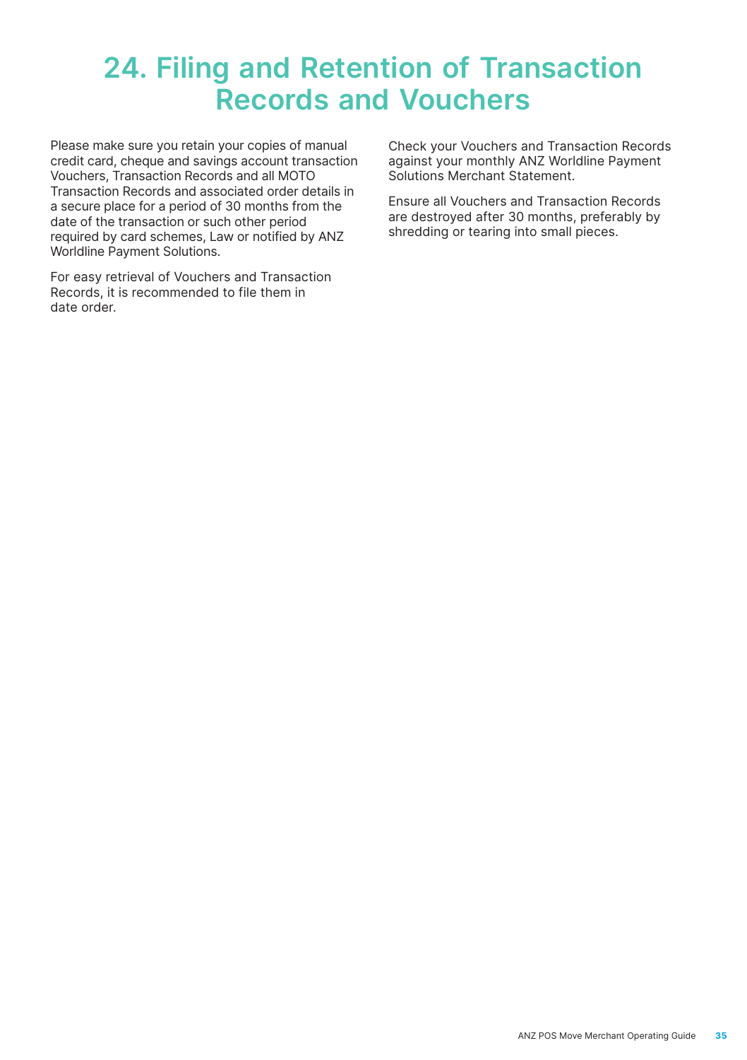# 24. Filing and Retention of Transaction Records and Vouchers

Please make sure you retain your copies of manual credit card, cheque and savings account transaction Vouchers, Transaction Records and all MOTO Transaction Records and associated order details in a secure place for a period of 30 months from the date of the transaction or such other period required by card schemes, Law or notified by ANZ Worldline Payment Solutions.

For easy retrieval of Vouchers and Transaction Records, it is recommended to file them in date order.

Check your Vouchers and Transaction Records against your monthly ANZ Worldline Payment Solutions Merchant Statement.

Ensure all Vouchers and Transaction Records are destroyed after 30 months, preferably by shredding or tearing into small pieces.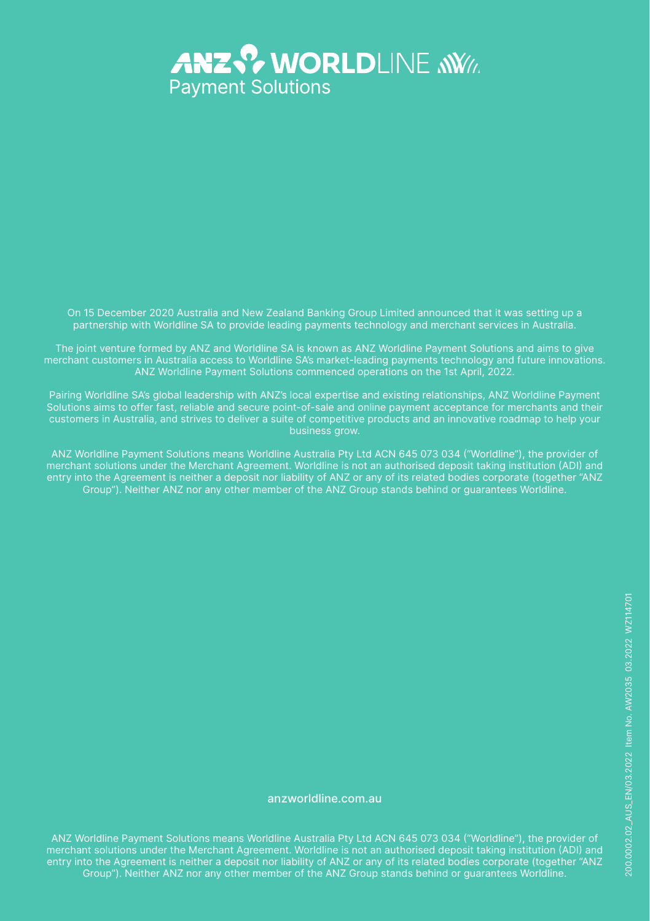ANZ WORLDLINE
Payment Solutions

On 15 December 2020 Australia and New Zealand Banking Group Limited announced that it was setting up a partnership with Worldline SA to provide leading payments technology and merchant services in Australia.

The joint venture formed by ANZ and Worldline SA is known as ANZ Worldline Payment Solutions and aims to give merchant customers in Australia access to Worldline SA's market-leading payments technology and future innovations. ANZ Worldline Payment Solutions commenced operations on the 1st April, 2022.

Pairing Worldline SA's global leadership with ANZ's local expertise and existing relationships, ANZ Worldline Payment Solutions aims to offer fast, reliable and secure point-of-sale and online payment acceptance for merchants and their customers in Australia, and strives to deliver a suite of competitive products and an innovative roadmap to help your business grow.

ANZ Worldline Payment Solutions means Worldline Australia Pty Ltd ACN 645 073 034 ("Worldline"), the provider of merchant solutions under the Merchant Agreement. Worldline is not an authorised deposit taking institution (ADI) and entry into the Agreement is neither a deposit nor liability of ANZ or any of its related bodies corporate (together "ANZ Group"). Neither ANZ nor any other member of the ANZ Group stands behind or guarantees Worldline.

anzworldline.com.au

ANZ Worldline Payment Solutions means Worldline Australia Pty Ltd ACN 645 073 034 ("Worldline"), the provider of merchant solutions under the Merchant Agreement. Worldline is not an authorised deposit taking institution (ADI) and entry into the Agreement is neither a deposit nor liability of ANZ or any of its related bodies corporate (together "ANZ Group"). Neither ANZ nor any other member of the ANZ Group stands behind or guarantees Worldline.

200.0002.02_AUS_EN/03.2022 Item No. AW2035 03.2022 WZ114701